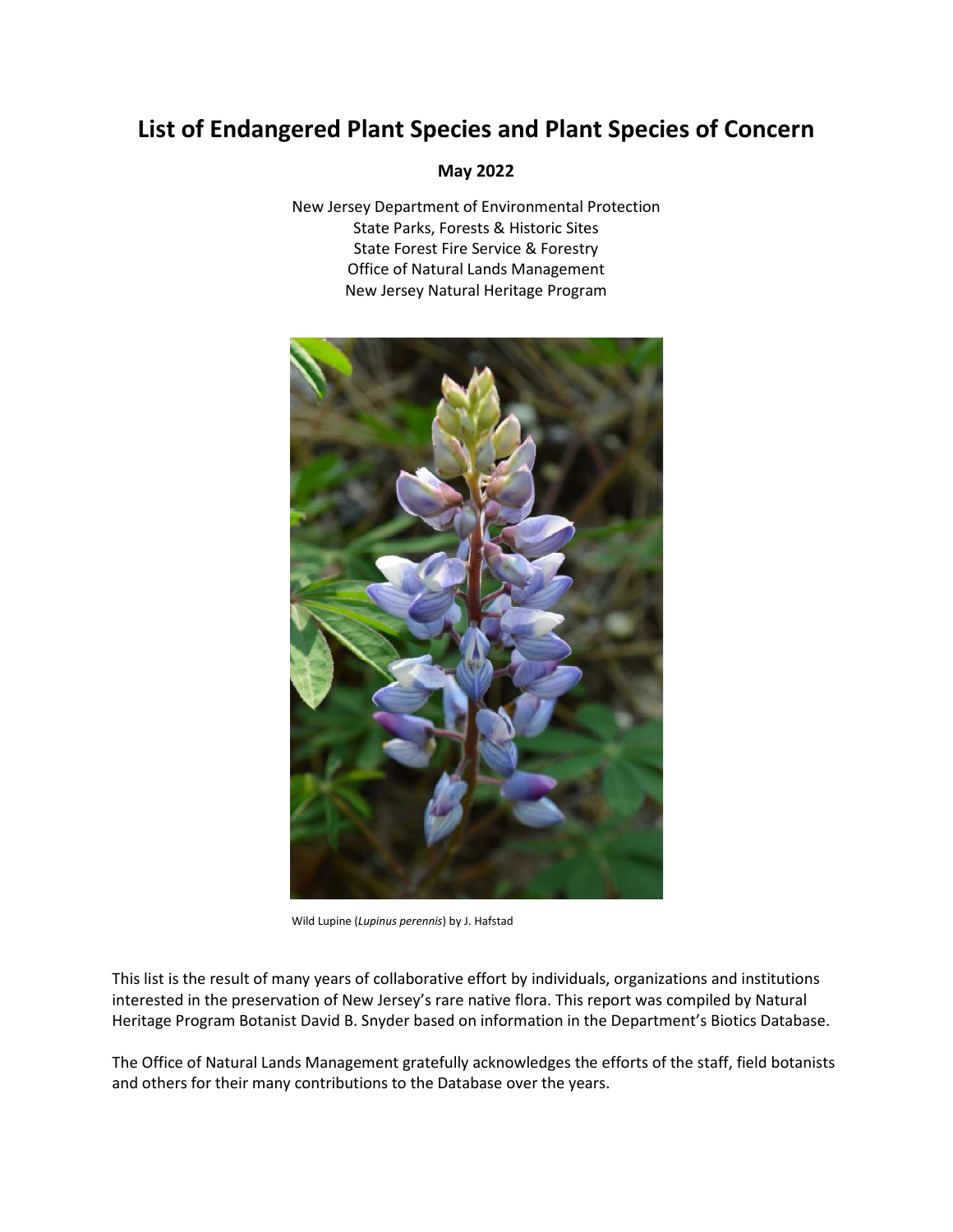# List of Endangered Plant Species and Plant Species of Concern

**May 2022**

New Jersey Department of Environmental Protection
State Parks, Forests & Historic Sites
State Forest Fire Service & Forestry
Office of Natural Lands Management
New Jersey Natural Heritage Program

Wild Lupine (*Lupinus perennis*) by J. Hafstad

This list is the result of many years of collaborative effort by individuals, organizations and institutions interested in the preservation of New Jersey's rare native flora. This report was compiled by Natural Heritage Program Botanist David B. Snyder based on information in the Department's Biotics Database.

The Office of Natural Lands Management gratefully acknowledges the efforts of the staff, field botanists and others for their many contributions to the Database over the years.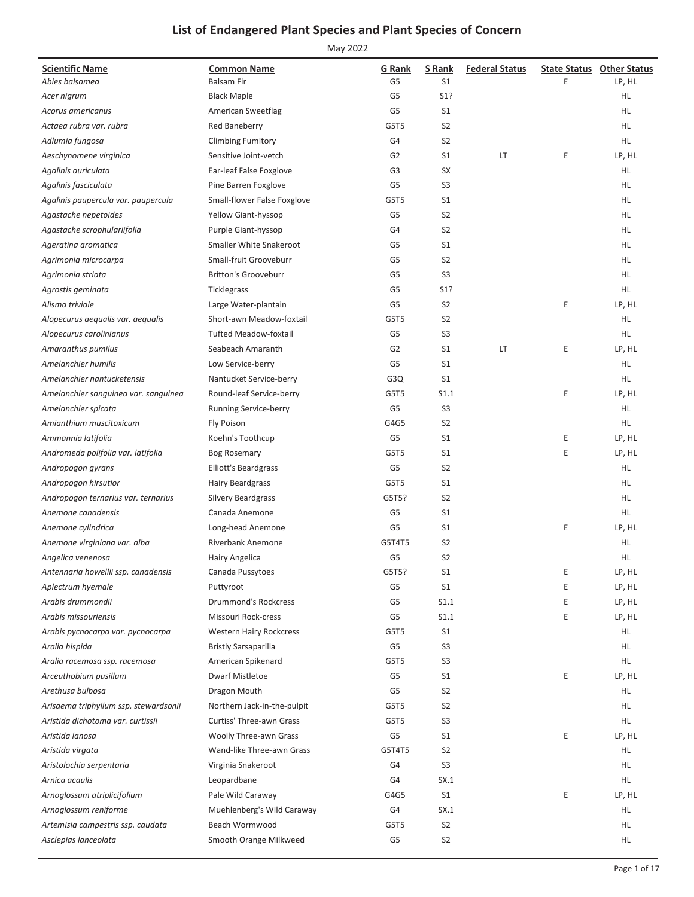# List of Endangered Plant Species and Plant Species of Concern

May 2022

| Scientific Name | Common Name | G Rank | S Rank | Federal Status | State Status | Other Status |
|---|---|---|---|---|---|---|
| *Abies balsamea* | Balsam Fir | G5 | S1 | | E | LP, HL |
| *Acer nigrum* | Black Maple | G5 | S1? | | | HL |
| *Acorus americanus* | American Sweetflag | G5 | S1 | | | HL |
| *Actaea rubra var. rubra* | Red Baneberry | G5T5 | S2 | | | HL |
| *Adlumia fungosa* | Climbing Fumitory | G4 | S2 | | | HL |
| *Aeschynomene virginica* | Sensitive Joint-vetch | G2 | S1 | LT | E | LP, HL |
| *Agalinis auriculata* | Ear-leaf False Foxglove | G3 | SX | | | HL |
| *Agalinis fasciculata* | Pine Barren Foxglove | G5 | S3 | | | HL |
| *Agalinis paupercula var. paupercula* | Small-flower False Foxglove | G5T5 | S1 | | | HL |
| *Agastache nepetoides* | Yellow Giant-hyssop | G5 | S2 | | | HL |
| *Agastache scrophulariifolia* | Purple Giant-hyssop | G4 | S2 | | | HL |
| *Ageratina aromatica* | Smaller White Snakeroot | G5 | S1 | | | HL |
| *Agrimonia microcarpa* | Small-fruit Grooveburr | G5 | S2 | | | HL |
| *Agrimonia striata* | Britton's Grooveburr | G5 | S3 | | | HL |
| *Agrostis geminata* | Ticklegrass | G5 | S1? | | | HL |
| *Alisma triviale* | Large Water-plantain | G5 | S2 | | E | LP, HL |
| *Alopecurus aequalis var. aequalis* | Short-awn Meadow-foxtail | G5T5 | S2 | | | HL |
| *Alopecurus carolinianus* | Tufted Meadow-foxtail | G5 | S3 | | | HL |
| *Amaranthus pumilus* | Seabeach Amaranth | G2 | S1 | LT | E | LP, HL |
| *Amelanchier humilis* | Low Service-berry | G5 | S1 | | | HL |
| *Amelanchier nantucketensis* | Nantucket Service-berry | G3Q | S1 | | | HL |
| *Amelanchier sanguinea var. sanguinea* | Round-leaf Service-berry | G5T5 | S1.1 | | E | LP, HL |
| *Amelanchier spicata* | Running Service-berry | G5 | S3 | | | HL |
| *Amianthium muscitoxicum* | Fly Poison | G4G5 | S2 | | | HL |
| *Ammannia latifolia* | Koehn's Toothcup | G5 | S1 | | E | LP, HL |
| *Andromeda polifolia var. latifolia* | Bog Rosemary | G5T5 | S1 | | E | LP, HL |
| *Andropogon gyrans* | Elliott's Beardgrass | G5 | S2 | | | HL |
| *Andropogon hirsutior* | Hairy Beardgrass | G5T5 | S1 | | | HL |
| *Andropogon ternarius var. ternarius* | Silvery Beardgrass | G5T5? | S2 | | | HL |
| *Anemone canadensis* | Canada Anemone | G5 | S1 | | | HL |
| *Anemone cylindrica* | Long-head Anemone | G5 | S1 | | E | LP, HL |
| *Anemone virginiana var. alba* | Riverbank Anemone | G5T4T5 | S2 | | | HL |
| *Angelica venenosa* | Hairy Angelica | G5 | S2 | | | HL |
| *Antennaria howellii ssp. canadensis* | Canada Pussytoes | G5T5? | S1 | | E | LP, HL |
| *Aplectrum hyemale* | Puttyroot | G5 | S1 | | E | LP, HL |
| *Arabis drummondii* | Drummond's Rockcress | G5 | S1.1 | | E | LP, HL |
| *Arabis missouriensis* | Missouri Rock-cress | G5 | S1.1 | | E | LP, HL |
| *Arabis pycnocarpa var. pycnocarpa* | Western Hairy Rockcress | G5T5 | S1 | | | HL |
| *Aralia hispida* | Bristly Sarsaparilla | G5 | S3 | | | HL |
| *Aralia racemosa ssp. racemosa* | American Spikenard | G5T5 | S3 | | | HL |
| *Arceuthobium pusillum* | Dwarf Mistletoe | G5 | S1 | | E | LP, HL |
| *Arethusa bulbosa* | Dragon Mouth | G5 | S2 | | | HL |
| *Arisaema triphyllum ssp. stewardsonii* | Northern Jack-in-the-pulpit | G5T5 | S2 | | | HL |
| *Aristida dichotoma var. curtissii* | Curtiss' Three-awn Grass | G5T5 | S3 | | | HL |
| *Aristida lanosa* | Woolly Three-awn Grass | G5 | S1 | | E | LP, HL |
| *Aristida virgata* | Wand-like Three-awn Grass | G5T4T5 | S2 | | | HL |
| *Aristolochia serpentaria* | Virginia Snakeroot | G4 | S3 | | | HL |
| *Arnica acaulis* | Leopardbane | G4 | SX.1 | | | HL |
| *Arnoglossum atriplicifolium* | Pale Wild Caraway | G4G5 | S1 | | E | LP, HL |
| *Arnoglossum reniforme* | Muehlenberg's Wild Caraway | G4 | SX.1 | | | HL |
| *Artemisia campestris ssp. caudata* | Beach Wormwood | G5T5 | S2 | | | HL |
| *Asclepias lanceolata* | Smooth Orange Milkweed | G5 | S2 | | | HL |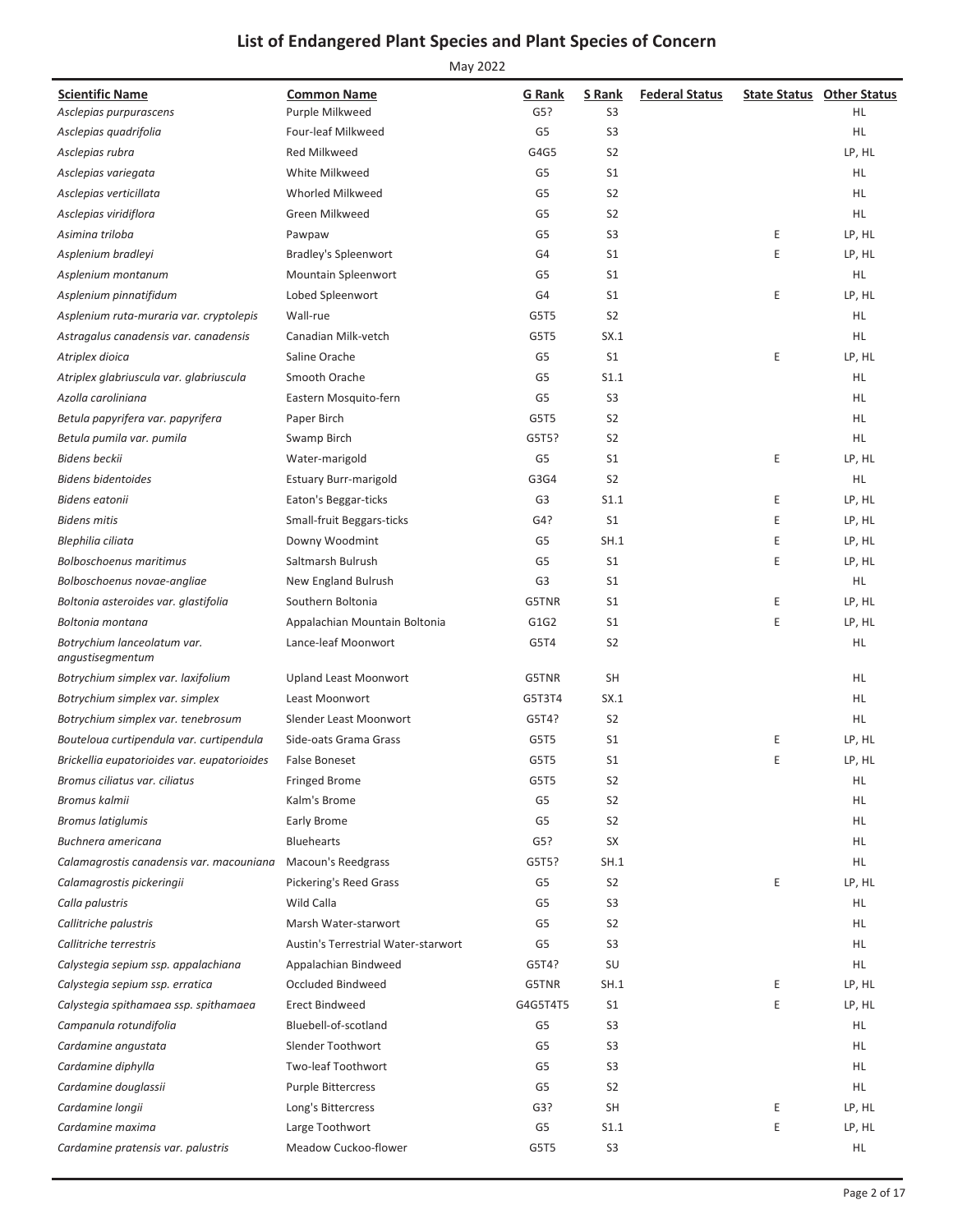# List of Endangered Plant Species and Plant Species of Concern

May 2022

| Scientific Name | Common Name | G Rank | S Rank | Federal Status | State Status | Other Status |
|---|---|---|---|---|---|---|
| *Asclepias purpurascens* | Purple Milkweed | G5? | S3 | | | HL |
| *Asclepias quadrifolia* | Four-leaf Milkweed | G5 | S3 | | | HL |
| *Asclepias rubra* | Red Milkweed | G4G5 | S2 | | | LP, HL |
| *Asclepias variegata* | White Milkweed | G5 | S1 | | | HL |
| *Asclepias verticillata* | Whorled Milkweed | G5 | S2 | | | HL |
| *Asclepias viridiflora* | Green Milkweed | G5 | S2 | | | HL |
| *Asimina triloba* | Pawpaw | G5 | S3 | | E | LP, HL |
| *Asplenium bradleyi* | Bradley's Spleenwort | G4 | S1 | | E | LP, HL |
| *Asplenium montanum* | Mountain Spleenwort | G5 | S1 | | | HL |
| *Asplenium pinnatifidum* | Lobed Spleenwort | G4 | S1 | | E | LP, HL |
| *Asplenium ruta-muraria var. cryptolepis* | Wall-rue | G5T5 | S2 | | | HL |
| *Astragalus canadensis var. canadensis* | Canadian Milk-vetch | G5T5 | SX.1 | | | HL |
| *Atriplex dioica* | Saline Orache | G5 | S1 | | E | LP, HL |
| *Atriplex glabriuscula var. glabriuscula* | Smooth Orache | G5 | S1.1 | | | HL |
| *Azolla caroliniana* | Eastern Mosquito-fern | G5 | S3 | | | HL |
| *Betula papyrifera var. papyrifera* | Paper Birch | G5T5 | S2 | | | HL |
| *Betula pumila var. pumila* | Swamp Birch | G5T5? | S2 | | | HL |
| *Bidens beckii* | Water-marigold | G5 | S1 | | E | LP, HL |
| *Bidens bidentoides* | Estuary Burr-marigold | G3G4 | S2 | | | HL |
| *Bidens eatonii* | Eaton's Beggar-ticks | G3 | S1.1 | | E | LP, HL |
| *Bidens mitis* | Small-fruit Beggars-ticks | G4? | S1 | | E | LP, HL |
| *Blephilia ciliata* | Downy Woodmint | G5 | SH.1 | | E | LP, HL |
| *Bolboschoenus maritimus* | Saltmarsh Bulrush | G5 | S1 | | E | LP, HL |
| *Bolboschoenus novae-angliae* | New England Bulrush | G3 | S1 | | | HL |
| *Boltonia asteroides var. glastifolia* | Southern Boltonia | G5TNR | S1 | | E | LP, HL |
| *Boltonia montana* | Appalachian Mountain Boltonia | G1G2 | S1 | | E | LP, HL |
| *Botrychium lanceolatum var. angustisegmentum* | Lance-leaf Moonwort | G5T4 | S2 | | | HL |
| *Botrychium simplex var. laxifolium* | Upland Least Moonwort | G5TNR | SH | | | HL |
| *Botrychium simplex var. simplex* | Least Moonwort | G5T3T4 | SX.1 | | | HL |
| *Botrychium simplex var. tenebrosum* | Slender Least Moonwort | G5T4? | S2 | | | HL |
| *Bouteloua curtipendula var. curtipendula* | Side-oats Grama Grass | G5T5 | S1 | | E | LP, HL |
| *Brickellia eupatorioides var. eupatorioides* | False Boneset | G5T5 | S1 | | E | LP, HL |
| *Bromus ciliatus var. ciliatus* | Fringed Brome | G5T5 | S2 | | | HL |
| *Bromus kalmii* | Kalm's Brome | G5 | S2 | | | HL |
| *Bromus latiglumis* | Early Brome | G5 | S2 | | | HL |
| *Buchnera americana* | Bluehearts | G5? | SX | | | HL |
| *Calamagrostis canadensis var. macouniana* | Macoun's Reedgrass | G5T5? | SH.1 | | | HL |
| *Calamagrostis pickeringii* | Pickering's Reed Grass | G5 | S2 | | E | LP, HL |
| *Calla palustris* | Wild Calla | G5 | S3 | | | HL |
| *Callitriche palustris* | Marsh Water-starwort | G5 | S2 | | | HL |
| *Callitriche terrestris* | Austin's Terrestrial Water-starwort | G5 | S3 | | | HL |
| *Calystegia sepium ssp. appalachiana* | Appalachian Bindweed | G5T4? | SU | | | HL |
| *Calystegia sepium ssp. erratica* | Occluded Bindweed | G5TNR | SH.1 | | E | LP, HL |
| *Calystegia spithamaea ssp. spithamaea* | Erect Bindweed | G4G5T4T5 | S1 | | E | LP, HL |
| *Campanula rotundifolia* | Bluebell-of-scotland | G5 | S3 | | | HL |
| *Cardamine angustata* | Slender Toothwort | G5 | S3 | | | HL |
| *Cardamine diphylla* | Two-leaf Toothwort | G5 | S3 | | | HL |
| *Cardamine douglassii* | Purple Bittercress | G5 | S2 | | | HL |
| *Cardamine longii* | Long's Bittercress | G3? | SH | | E | LP, HL |
| *Cardamine maxima* | Large Toothwort | G5 | S1.1 | | E | LP, HL |
| *Cardamine pratensis var. palustris* | Meadow Cuckoo-flower | G5T5 | S3 | | | HL |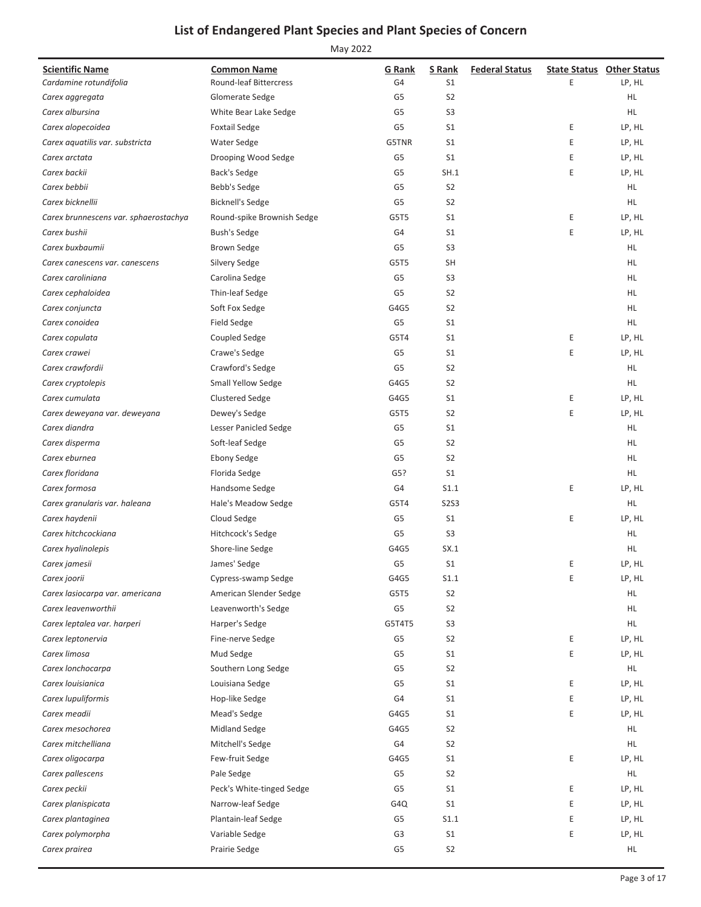# List of Endangered Plant Species and Plant Species of Concern

May 2022

| Scientific Name | Common Name | G Rank | S Rank | Federal Status | State Status | Other Status |
|---|---|---|---|---|---|---|
| *Cardamine rotundifolia* | Round-leaf Bittercress | G4 | S1 | | E | LP, HL |
| *Carex aggregata* | Glomerate Sedge | G5 | S2 | | | HL |
| *Carex albursina* | White Bear Lake Sedge | G5 | S3 | | | HL |
| *Carex alopecoidea* | Foxtail Sedge | G5 | S1 | | E | LP, HL |
| *Carex aquatilis var. substricta* | Water Sedge | G5TNR | S1 | | E | LP, HL |
| *Carex arctata* | Drooping Wood Sedge | G5 | S1 | | E | LP, HL |
| *Carex backii* | Back's Sedge | G5 | SH.1 | | E | LP, HL |
| *Carex bebbii* | Bebb's Sedge | G5 | S2 | | | HL |
| *Carex bicknellii* | Bicknell's Sedge | G5 | S2 | | | HL |
| *Carex brunnescens var. sphaerostachya* | Round-spike Brownish Sedge | G5T5 | S1 | | E | LP, HL |
| *Carex bushii* | Bush's Sedge | G4 | S1 | | E | LP, HL |
| *Carex buxbaumii* | Brown Sedge | G5 | S3 | | | HL |
| *Carex canescens var. canescens* | Silvery Sedge | G5T5 | SH | | | HL |
| *Carex caroliniana* | Carolina Sedge | G5 | S3 | | | HL |
| *Carex cephaloidea* | Thin-leaf Sedge | G5 | S2 | | | HL |
| *Carex conjuncta* | Soft Fox Sedge | G4G5 | S2 | | | HL |
| *Carex conoidea* | Field Sedge | G5 | S1 | | | HL |
| *Carex copulata* | Coupled Sedge | G5T4 | S1 | | E | LP, HL |
| *Carex crawei* | Crawe's Sedge | G5 | S1 | | E | LP, HL |
| *Carex crawfordii* | Crawford's Sedge | G5 | S2 | | | HL |
| *Carex cryptolepis* | Small Yellow Sedge | G4G5 | S2 | | | HL |
| *Carex cumulata* | Clustered Sedge | G4G5 | S1 | | E | LP, HL |
| *Carex deweyana var. deweyana* | Dewey's Sedge | G5T5 | S2 | | E | LP, HL |
| *Carex diandra* | Lesser Panicled Sedge | G5 | S1 | | | HL |
| *Carex disperma* | Soft-leaf Sedge | G5 | S2 | | | HL |
| *Carex eburnea* | Ebony Sedge | G5 | S2 | | | HL |
| *Carex floridana* | Florida Sedge | G5? | S1 | | | HL |
| *Carex formosa* | Handsome Sedge | G4 | S1.1 | | E | LP, HL |
| *Carex granularis var. haleana* | Hale's Meadow Sedge | G5T4 | S2S3 | | | HL |
| *Carex haydenii* | Cloud Sedge | G5 | S1 | | E | LP, HL |
| *Carex hitchcockiana* | Hitchcock's Sedge | G5 | S3 | | | HL |
| *Carex hyalinolepis* | Shore-line Sedge | G4G5 | SX.1 | | | HL |
| *Carex jamesii* | James' Sedge | G5 | S1 | | E | LP, HL |
| *Carex joorii* | Cypress-swamp Sedge | G4G5 | S1.1 | | E | LP, HL |
| *Carex lasiocarpa var. americana* | American Slender Sedge | G5T5 | S2 | | | HL |
| *Carex leavenworthii* | Leavenworth's Sedge | G5 | S2 | | | HL |
| *Carex leptalea var. harperi* | Harper's Sedge | G5T4T5 | S3 | | | HL |
| *Carex leptonervia* | Fine-nerve Sedge | G5 | S2 | | E | LP, HL |
| *Carex limosa* | Mud Sedge | G5 | S1 | | E | LP, HL |
| *Carex lonchocarpa* | Southern Long Sedge | G5 | S2 | | | HL |
| *Carex louisianica* | Louisiana Sedge | G5 | S1 | | E | LP, HL |
| *Carex lupuliformis* | Hop-like Sedge | G4 | S1 | | E | LP, HL |
| *Carex meadii* | Mead's Sedge | G4G5 | S1 | | E | LP, HL |
| *Carex mesochorea* | Midland Sedge | G4G5 | S2 | | | HL |
| *Carex mitchelliana* | Mitchell's Sedge | G4 | S2 | | | HL |
| *Carex oligocarpa* | Few-fruit Sedge | G4G5 | S1 | | E | LP, HL |
| *Carex pallescens* | Pale Sedge | G5 | S2 | | | HL |
| *Carex peckii* | Peck's White-tinged Sedge | G5 | S1 | | E | LP, HL |
| *Carex planispicata* | Narrow-leaf Sedge | G4Q | S1 | | E | LP, HL |
| *Carex plantaginea* | Plantain-leaf Sedge | G5 | S1.1 | | E | LP, HL |
| *Carex polymorpha* | Variable Sedge | G3 | S1 | | E | LP, HL |
| *Carex prairea* | Prairie Sedge | G5 | S2 | | | HL |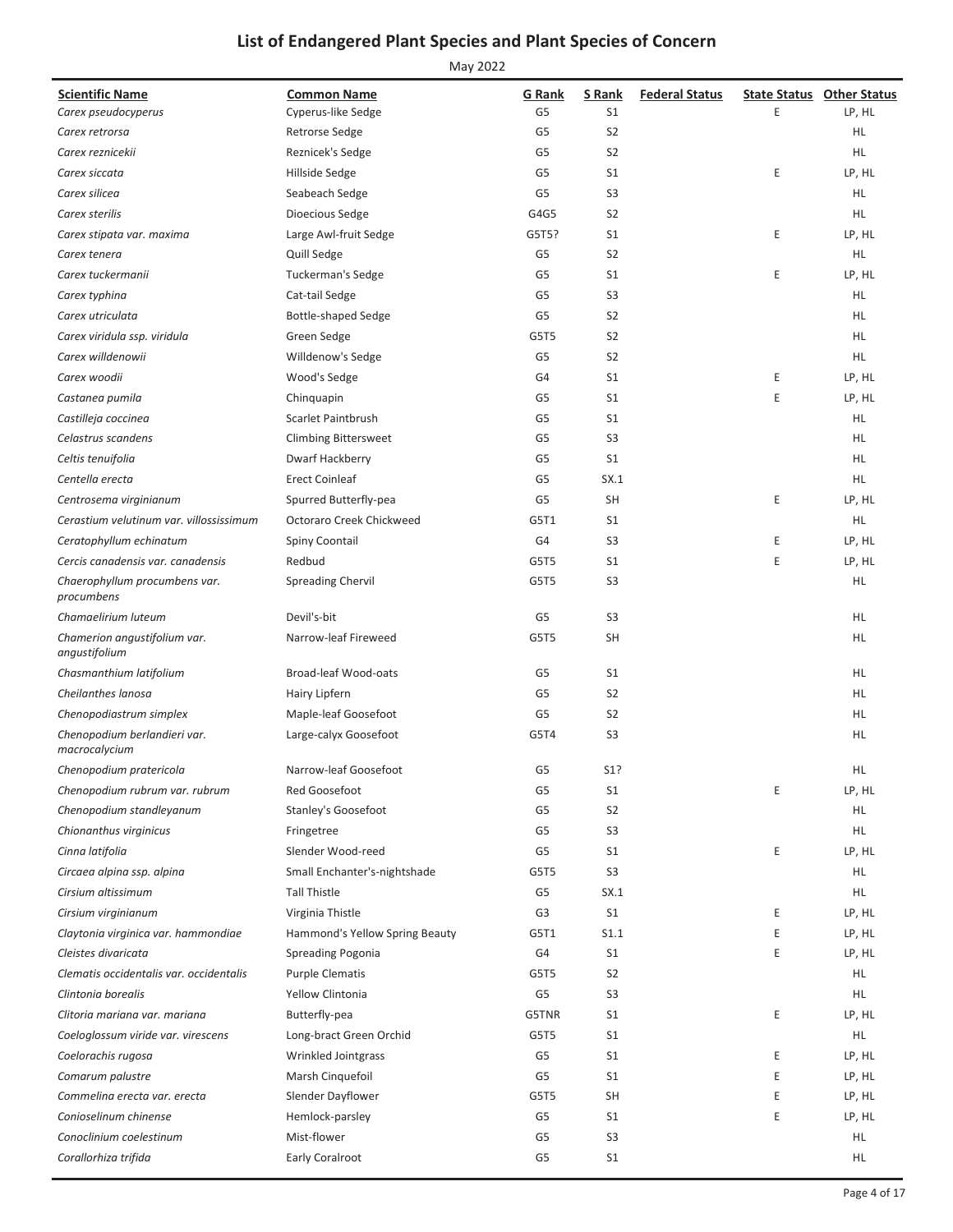# List of Endangered Plant Species and Plant Species of Concern

May 2022

| Scientific Name | Common Name | G Rank | S Rank | Federal Status | State Status | Other Status |
|---|---|---|---|---|---|---|
| *Carex pseudocyperus* | Cyperus-like Sedge | G5 | S1 | | E | LP, HL |
| *Carex retrorsa* | Retrorse Sedge | G5 | S2 | | | HL |
| *Carex reznicekii* | Reznicek's Sedge | G5 | S2 | | | HL |
| *Carex siccata* | Hillside Sedge | G5 | S1 | | E | LP, HL |
| *Carex silicea* | Seabeach Sedge | G5 | S3 | | | HL |
| *Carex sterilis* | Dioecious Sedge | G4G5 | S2 | | | HL |
| *Carex stipata var. maxima* | Large Awl-fruit Sedge | G5T5? | S1 | | E | LP, HL |
| *Carex tenera* | Quill Sedge | G5 | S2 | | | HL |
| *Carex tuckermanii* | Tuckerman's Sedge | G5 | S1 | | E | LP, HL |
| *Carex typhina* | Cat-tail Sedge | G5 | S3 | | | HL |
| *Carex utriculata* | Bottle-shaped Sedge | G5 | S2 | | | HL |
| *Carex viridula ssp. viridula* | Green Sedge | G5T5 | S2 | | | HL |
| *Carex willdenowii* | Willdenow's Sedge | G5 | S2 | | | HL |
| *Carex woodii* | Wood's Sedge | G4 | S1 | | E | LP, HL |
| *Castanea pumila* | Chinquapin | G5 | S1 | | E | LP, HL |
| *Castilleja coccinea* | Scarlet Paintbrush | G5 | S1 | | | HL |
| *Celastrus scandens* | Climbing Bittersweet | G5 | S3 | | | HL |
| *Celtis tenuifolia* | Dwarf Hackberry | G5 | S1 | | | HL |
| *Centella erecta* | Erect Coinleaf | G5 | SX.1 | | | HL |
| *Centrosema virginianum* | Spurred Butterfly-pea | G5 | SH | | E | LP, HL |
| *Cerastium velutinum var. villossissimum* | Octoraro Creek Chickweed | G5T1 | S1 | | | HL |
| *Ceratophyllum echinatum* | Spiny Coontail | G4 | S3 | | E | LP, HL |
| *Cercis canadensis var. canadensis* | Redbud | G5T5 | S1 | | E | LP, HL |
| *Chaerophyllum procumbens var. procumbens* | Spreading Chervil | G5T5 | S3 | | | HL |
| *Chamaelirium luteum* | Devil's-bit | G5 | S3 | | | HL |
| *Chamerion angustifolium var. angustifolium* | Narrow-leaf Fireweed | G5T5 | SH | | | HL |
| *Chasmanthium latifolium* | Broad-leaf Wood-oats | G5 | S1 | | | HL |
| *Cheilanthes lanosa* | Hairy Lipfern | G5 | S2 | | | HL |
| *Chenopodiastrum simplex* | Maple-leaf Goosefoot | G5 | S2 | | | HL |
| *Chenopodium berlandieri var. macrocalycium* | Large-calyx Goosefoot | G5T4 | S3 | | | HL |
| *Chenopodium pratericola* | Narrow-leaf Goosefoot | G5 | S1? | | | HL |
| *Chenopodium rubrum var. rubrum* | Red Goosefoot | G5 | S1 | | E | LP, HL |
| *Chenopodium standleyanum* | Stanley's Goosefoot | G5 | S2 | | | HL |
| *Chionanthus virginicus* | Fringetree | G5 | S3 | | | HL |
| *Cinna latifolia* | Slender Wood-reed | G5 | S1 | | E | LP, HL |
| *Circaea alpina ssp. alpina* | Small Enchanter's-nightshade | G5T5 | S3 | | | HL |
| *Cirsium altissimum* | Tall Thistle | G5 | SX.1 | | | HL |
| *Cirsium virginianum* | Virginia Thistle | G3 | S1 | | E | LP, HL |
| *Claytonia virginica var. hammondiae* | Hammond's Yellow Spring Beauty | G5T1 | S1.1 | | E | LP, HL |
| *Cleistes divaricata* | Spreading Pogonia | G4 | S1 | | E | LP, HL |
| *Clematis occidentalis var. occidentalis* | Purple Clematis | G5T5 | S2 | | | HL |
| *Clintonia borealis* | Yellow Clintonia | G5 | S3 | | | HL |
| *Clitoria mariana var. mariana* | Butterfly-pea | G5TNR | S1 | | E | LP, HL |
| *Coeloglossum viride var. virescens* | Long-bract Green Orchid | G5T5 | S1 | | | HL |
| *Coelorachis rugosa* | Wrinkled Jointgrass | G5 | S1 | | E | LP, HL |
| *Comarum palustre* | Marsh Cinquefoil | G5 | S1 | | E | LP, HL |
| *Commelina erecta var. erecta* | Slender Dayflower | G5T5 | SH | | E | LP, HL |
| *Conioselinum chinense* | Hemlock-parsley | G5 | S1 | | E | LP, HL |
| *Conoclinium coelestinum* | Mist-flower | G5 | S3 | | | HL |
| *Corallorhiza trifida* | Early Coralroot | G5 | S1 | | | HL |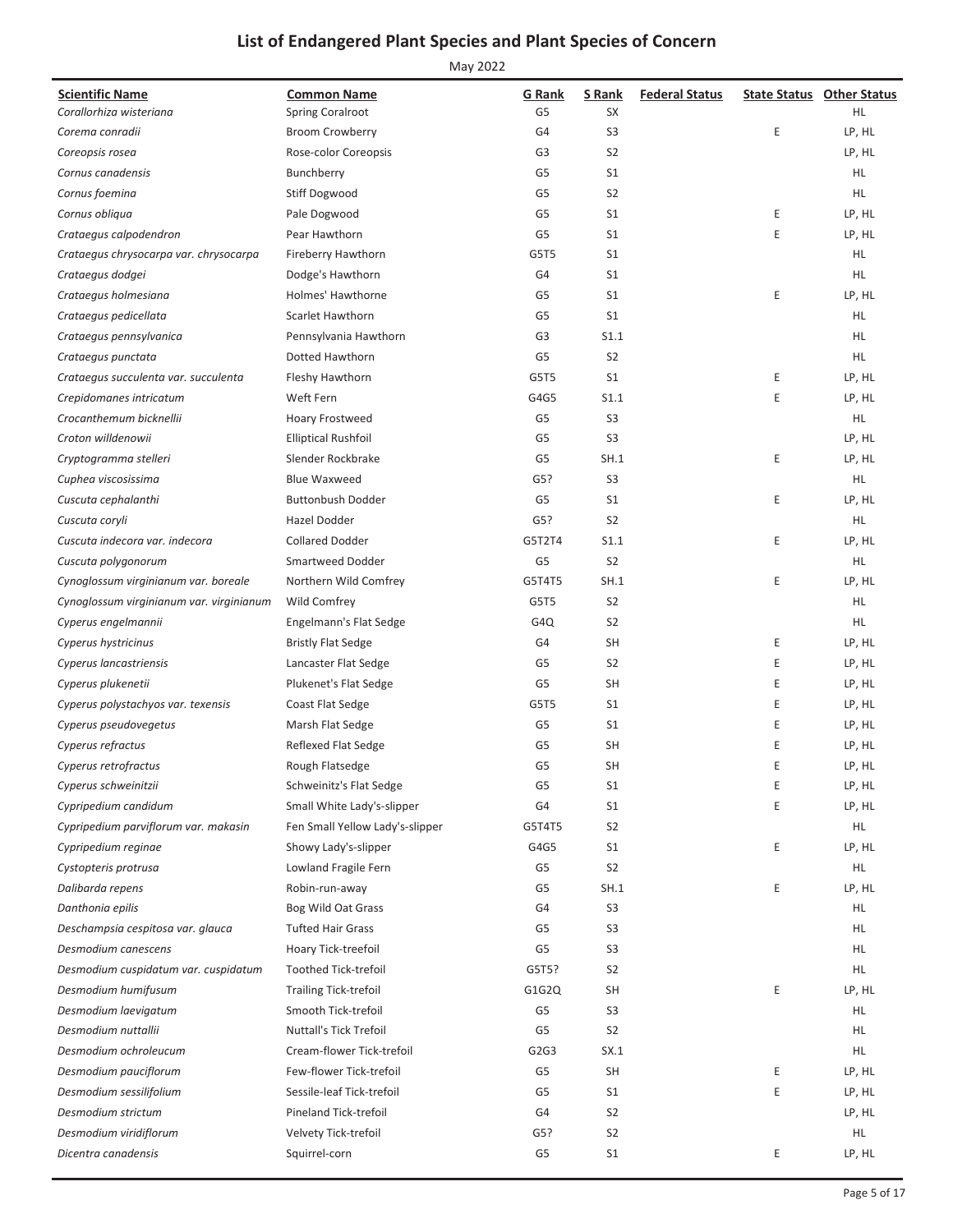# List of Endangered Plant Species and Plant Species of Concern

May 2022

| Scientific Name | Common Name | G Rank | S Rank | Federal Status | State Status | Other Status |
|---|---|---|---|---|---|---|
| *Corallorhiza wisteriana* | Spring Coralroot | G5 | SX | | | HL |
| *Corema conradii* | Broom Crowberry | G4 | S3 | | E | LP, HL |
| *Coreopsis rosea* | Rose-color Coreopsis | G3 | S2 | | | LP, HL |
| *Cornus canadensis* | Bunchberry | G5 | S1 | | | HL |
| *Cornus foemina* | Stiff Dogwood | G5 | S2 | | | HL |
| *Cornus obliqua* | Pale Dogwood | G5 | S1 | | E | LP, HL |
| *Crataegus calpodendron* | Pear Hawthorn | G5 | S1 | | E | LP, HL |
| *Crataegus chrysocarpa var. chrysocarpa* | Fireberry Hawthorn | G5T5 | S1 | | | HL |
| *Crataegus dodgei* | Dodge's Hawthorn | G4 | S1 | | | HL |
| *Crataegus holmesiana* | Holmes' Hawthorne | G5 | S1 | | E | LP, HL |
| *Crataegus pedicellata* | Scarlet Hawthorn | G5 | S1 | | | HL |
| *Crataegus pennsylvanica* | Pennsylvania Hawthorn | G3 | S1.1 | | | HL |
| *Crataegus punctata* | Dotted Hawthorn | G5 | S2 | | | HL |
| *Crataegus succulenta var. succulenta* | Fleshy Hawthorn | G5T5 | S1 | | E | LP, HL |
| *Crepidomanes intricatum* | Weft Fern | G4G5 | S1.1 | | E | LP, HL |
| *Crocanthemum bicknellii* | Hoary Frostweed | G5 | S3 | | | HL |
| *Croton willdenowii* | Elliptical Rushfoil | G5 | S3 | | | LP, HL |
| *Cryptogramma stelleri* | Slender Rockbrake | G5 | SH.1 | | E | LP, HL |
| *Cuphea viscosissima* | Blue Waxweed | G5? | S3 | | | HL |
| *Cuscuta cephalanthi* | Buttonbush Dodder | G5 | S1 | | E | LP, HL |
| *Cuscuta coryli* | Hazel Dodder | G5? | S2 | | | HL |
| *Cuscuta indecora var. indecora* | Collared Dodder | G5T2T4 | S1.1 | | E | LP, HL |
| *Cuscuta polygonorum* | Smartweed Dodder | G5 | S2 | | | HL |
| *Cynoglossum virginianum var. boreale* | Northern Wild Comfrey | G5T4T5 | SH.1 | | E | LP, HL |
| *Cynoglossum virginianum var. virginianum* | Wild Comfrey | G5T5 | S2 | | | HL |
| *Cyperus engelmannii* | Engelmann's Flat Sedge | G4Q | S2 | | | HL |
| *Cyperus hystricinus* | Bristly Flat Sedge | G4 | SH | | E | LP, HL |
| *Cyperus lancastriensis* | Lancaster Flat Sedge | G5 | S2 | | E | LP, HL |
| *Cyperus plukenetii* | Plukenet's Flat Sedge | G5 | SH | | E | LP, HL |
| *Cyperus polystachyos var. texensis* | Coast Flat Sedge | G5T5 | S1 | | E | LP, HL |
| *Cyperus pseudovegetus* | Marsh Flat Sedge | G5 | S1 | | E | LP, HL |
| *Cyperus refractus* | Reflexed Flat Sedge | G5 | SH | | E | LP, HL |
| *Cyperus retrofractus* | Rough Flatsedge | G5 | SH | | E | LP, HL |
| *Cyperus schweinitzii* | Schweinitz's Flat Sedge | G5 | S1 | | E | LP, HL |
| *Cypripedium candidum* | Small White Lady's-slipper | G4 | S1 | | E | LP, HL |
| *Cypripedium parviflorum var. makasin* | Fen Small Yellow Lady's-slipper | G5T4T5 | S2 | | | HL |
| *Cypripedium reginae* | Showy Lady's-slipper | G4G5 | S1 | | E | LP, HL |
| *Cystopteris protrusa* | Lowland Fragile Fern | G5 | S2 | | | HL |
| *Dalibarda repens* | Robin-run-away | G5 | SH.1 | | E | LP, HL |
| *Danthonia epilis* | Bog Wild Oat Grass | G4 | S3 | | | HL |
| *Deschampsia cespitosa var. glauca* | Tufted Hair Grass | G5 | S3 | | | HL |
| *Desmodium canescens* | Hoary Tick-treefoil | G5 | S3 | | | HL |
| *Desmodium cuspidatum var. cuspidatum* | Toothed Tick-trefoil | G5T5? | S2 | | | HL |
| *Desmodium humifusum* | Trailing Tick-trefoil | G1G2Q | SH | | E | LP, HL |
| *Desmodium laevigatum* | Smooth Tick-trefoil | G5 | S3 | | | HL |
| *Desmodium nuttallii* | Nuttall's Tick Trefoil | G5 | S2 | | | HL |
| *Desmodium ochroleucum* | Cream-flower Tick-trefoil | G2G3 | SX.1 | | | HL |
| *Desmodium pauciflorum* | Few-flower Tick-trefoil | G5 | SH | | E | LP, HL |
| *Desmodium sessilifolium* | Sessile-leaf Tick-trefoil | G5 | S1 | | E | LP, HL |
| *Desmodium strictum* | Pineland Tick-trefoil | G4 | S2 | | | LP, HL |
| *Desmodium viridiflorum* | Velvety Tick-trefoil | G5? | S2 | | | HL |
| *Dicentra canadensis* | Squirrel-corn | G5 | S1 | | E | LP, HL |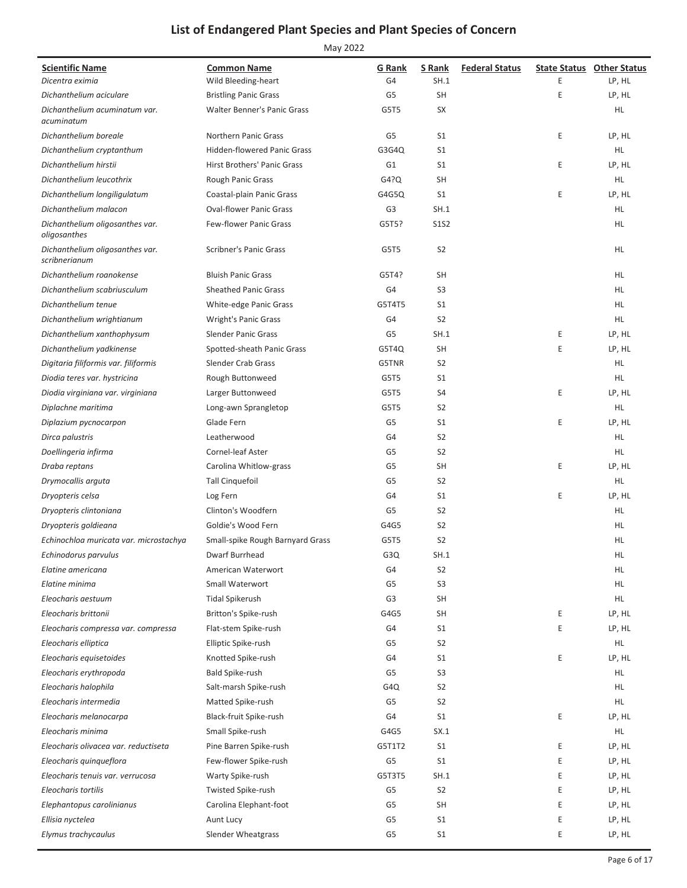# List of Endangered Plant Species and Plant Species of Concern

May 2022

| Scientific Name | Common Name | G Rank | S Rank | Federal Status | State Status | Other Status |
|---|---|---|---|---|---|---|
| *Dicentra eximia* | Wild Bleeding-heart | G4 | SH.1 | | E | LP, HL |
| *Dichanthelium aciculare* | Bristling Panic Grass | G5 | SH | | E | LP, HL |
| *Dichanthelium acuminatum var. acuminatum* | Walter Benner's Panic Grass | G5T5 | SX | | | HL |
| *Dichanthelium boreale* | Northern Panic Grass | G5 | S1 | | E | LP, HL |
| *Dichanthelium cryptanthum* | Hidden-flowered Panic Grass | G3G4Q | S1 | | | HL |
| *Dichanthelium hirstii* | Hirst Brothers' Panic Grass | G1 | S1 | | E | LP, HL |
| *Dichanthelium leucothrix* | Rough Panic Grass | G4?Q | SH | | | HL |
| *Dichanthelium longiligulatum* | Coastal-plain Panic Grass | G4G5Q | S1 | | E | LP, HL |
| *Dichanthelium malacon* | Oval-flower Panic Grass | G3 | SH.1 | | | HL |
| *Dichanthelium oligosanthes var. oligosanthes* | Few-flower Panic Grass | G5T5? | S1S2 | | | HL |
| *Dichanthelium oligosanthes var. scribnerianum* | Scribner's Panic Grass | G5T5 | S2 | | | HL |
| *Dichanthelium roanokense* | Bluish Panic Grass | G5T4? | SH | | | HL |
| *Dichanthelium scabriusculum* | Sheathed Panic Grass | G4 | S3 | | | HL |
| *Dichanthelium tenue* | White-edge Panic Grass | G5T4T5 | S1 | | | HL |
| *Dichanthelium wrightianum* | Wright's Panic Grass | G4 | S2 | | | HL |
| *Dichanthelium xanthophysum* | Slender Panic Grass | G5 | SH.1 | | E | LP, HL |
| *Dichanthelium yadkinense* | Spotted-sheath Panic Grass | G5T4Q | SH | | E | LP, HL |
| *Digitaria filiformis var. filiformis* | Slender Crab Grass | G5TNR | S2 | | | HL |
| *Diodia teres var. hystricina* | Rough Buttonweed | G5T5 | S1 | | | HL |
| *Diodia virginiana var. virginiana* | Larger Buttonweed | G5T5 | S4 | | E | LP, HL |
| *Diplachne maritima* | Long-awn Sprangletop | G5T5 | S2 | | | HL |
| *Diplazium pycnocarpon* | Glade Fern | G5 | S1 | | E | LP, HL |
| *Dirca palustris* | Leatherwood | G4 | S2 | | | HL |
| *Doellingeria infirma* | Cornel-leaf Aster | G5 | S2 | | | HL |
| *Draba reptans* | Carolina Whitlow-grass | G5 | SH | | E | LP, HL |
| *Drymocallis arguta* | Tall Cinquefoil | G5 | S2 | | | HL |
| *Dryopteris celsa* | Log Fern | G4 | S1 | | E | LP, HL |
| *Dryopteris clintoniana* | Clinton's Woodfern | G5 | S2 | | | HL |
| *Dryopteris goldieana* | Goldie's Wood Fern | G4G5 | S2 | | | HL |
| *Echinochloa muricata var. microstachya* | Small-spike Rough Barnyard Grass | G5T5 | S2 | | | HL |
| *Echinodorus parvulus* | Dwarf Burrhead | G3Q | SH.1 | | | HL |
| *Elatine americana* | American Waterwort | G4 | S2 | | | HL |
| *Elatine minima* | Small Waterwort | G5 | S3 | | | HL |
| *Eleocharis aestuum* | Tidal Spikerush | G3 | SH | | | HL |
| *Eleocharis brittonii* | Britton's Spike-rush | G4G5 | SH | | E | LP, HL |
| *Eleocharis compressa var. compressa* | Flat-stem Spike-rush | G4 | S1 | | E | LP, HL |
| *Eleocharis elliptica* | Elliptic Spike-rush | G5 | S2 | | | HL |
| *Eleocharis equisetoides* | Knotted Spike-rush | G4 | S1 | | E | LP, HL |
| *Eleocharis erythropoda* | Bald Spike-rush | G5 | S3 | | | HL |
| *Eleocharis halophila* | Salt-marsh Spike-rush | G4Q | S2 | | | HL |
| *Eleocharis intermedia* | Matted Spike-rush | G5 | S2 | | | HL |
| *Eleocharis melanocarpa* | Black-fruit Spike-rush | G4 | S1 | | E | LP, HL |
| *Eleocharis minima* | Small Spike-rush | G4G5 | SX.1 | | | HL |
| *Eleocharis olivacea var. reductiseta* | Pine Barren Spike-rush | G5T1T2 | S1 | | E | LP, HL |
| *Eleocharis quinqueflora* | Few-flower Spike-rush | G5 | S1 | | E | LP, HL |
| *Eleocharis tenuis var. verrucosa* | Warty Spike-rush | G5T3T5 | SH.1 | | E | LP, HL |
| *Eleocharis tortilis* | Twisted Spike-rush | G5 | S2 | | E | LP, HL |
| *Elephantopus carolinianus* | Carolina Elephant-foot | G5 | SH | | E | LP, HL |
| *Ellisia nyctelea* | Aunt Lucy | G5 | S1 | | E | LP, HL |
| *Elymus trachycaulus* | Slender Wheatgrass | G5 | S1 | | E | LP, HL |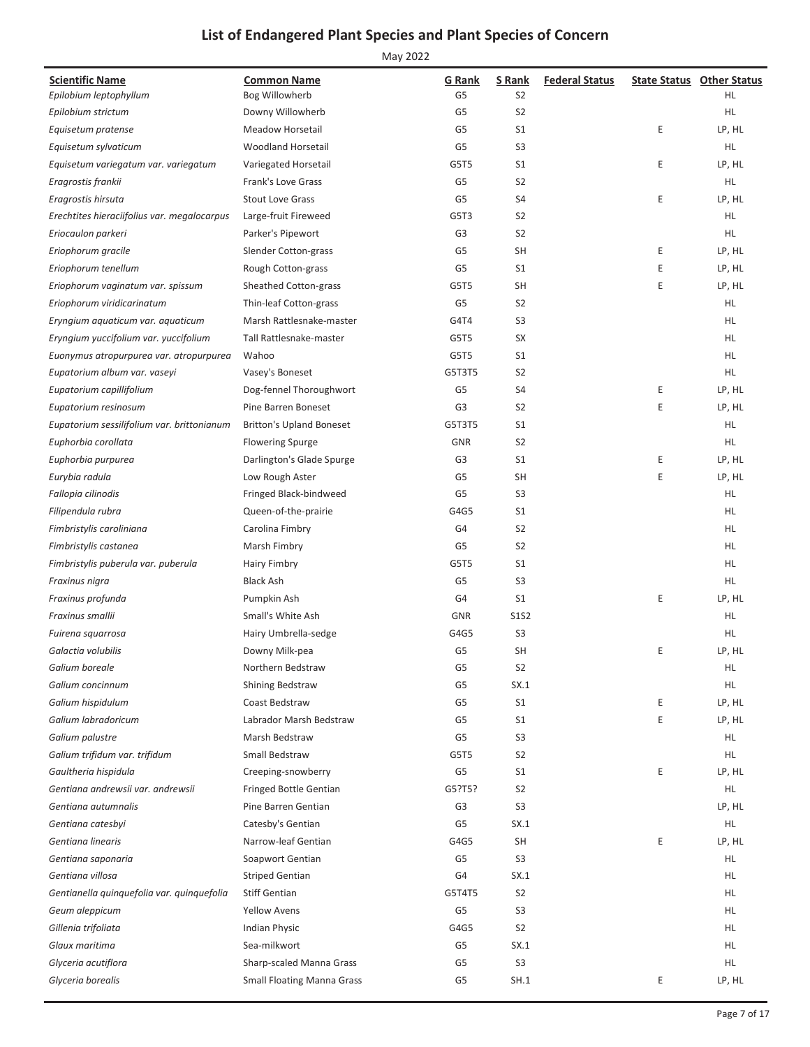# List of Endangered Plant Species and Plant Species of Concern

May 2022

| Scientific Name | Common Name | G Rank | S Rank | Federal Status | State Status | Other Status |
|---|---|---|---|---|---|---|
| *Epilobium leptophyllum* | Bog Willowherb | G5 | S2 | | | HL |
| *Epilobium strictum* | Downy Willowherb | G5 | S2 | | | HL |
| *Equisetum pratense* | Meadow Horsetail | G5 | S1 | | E | LP, HL |
| *Equisetum sylvaticum* | Woodland Horsetail | G5 | S3 | | | HL |
| *Equisetum variegatum var. variegatum* | Variegated Horsetail | G5T5 | S1 | | E | LP, HL |
| *Eragrostis frankii* | Frank's Love Grass | G5 | S2 | | | HL |
| *Eragrostis hirsuta* | Stout Love Grass | G5 | S4 | | E | LP, HL |
| *Erechtites hieraciifolius var. megalocarpus* | Large-fruit Fireweed | G5T3 | S2 | | | HL |
| *Eriocaulon parkeri* | Parker's Pipewort | G3 | S2 | | | HL |
| *Eriophorum gracile* | Slender Cotton-grass | G5 | SH | | E | LP, HL |
| *Eriophorum tenellum* | Rough Cotton-grass | G5 | S1 | | E | LP, HL |
| *Eriophorum vaginatum var. spissum* | Sheathed Cotton-grass | G5T5 | SH | | E | LP, HL |
| *Eriophorum viridicarinatum* | Thin-leaf Cotton-grass | G5 | S2 | | | HL |
| *Eryngium aquaticum var. aquaticum* | Marsh Rattlesnake-master | G4T4 | S3 | | | HL |
| *Eryngium yuccifolium var. yuccifolium* | Tall Rattlesnake-master | G5T5 | SX | | | HL |
| *Euonymus atropurpurea var. atropurpurea* | Wahoo | G5T5 | S1 | | | HL |
| *Eupatorium album var. vaseyi* | Vasey's Boneset | G5T3T5 | S2 | | | HL |
| *Eupatorium capillifolium* | Dog-fennel Thoroughwort | G5 | S4 | | E | LP, HL |
| *Eupatorium resinosum* | Pine Barren Boneset | G3 | S2 | | E | LP, HL |
| *Eupatorium sessilifolium var. brittonianum* | Britton's Upland Boneset | G5T3T5 | S1 | | | HL |
| *Euphorbia corollata* | Flowering Spurge | GNR | S2 | | | HL |
| *Euphorbia purpurea* | Darlington's Glade Spurge | G3 | S1 | | E | LP, HL |
| *Eurybia radula* | Low Rough Aster | G5 | SH | | E | LP, HL |
| *Fallopia cilinodis* | Fringed Black-bindweed | G5 | S3 | | | HL |
| *Filipendula rubra* | Queen-of-the-prairie | G4G5 | S1 | | | HL |
| *Fimbristylis caroliniana* | Carolina Fimbry | G4 | S2 | | | HL |
| *Fimbristylis castanea* | Marsh Fimbry | G5 | S2 | | | HL |
| *Fimbristylis puberula var. puberula* | Hairy Fimbry | G5T5 | S1 | | | HL |
| *Fraxinus nigra* | Black Ash | G5 | S3 | | | HL |
| *Fraxinus profunda* | Pumpkin Ash | G4 | S1 | | E | LP, HL |
| *Fraxinus smallii* | Small's White Ash | GNR | S1S2 | | | HL |
| *Fuirena squarrosa* | Hairy Umbrella-sedge | G4G5 | S3 | | | HL |
| *Galactia volubilis* | Downy Milk-pea | G5 | SH | | E | LP, HL |
| *Galium boreale* | Northern Bedstraw | G5 | S2 | | | HL |
| *Galium concinnum* | Shining Bedstraw | G5 | SX.1 | | | HL |
| *Galium hispidulum* | Coast Bedstraw | G5 | S1 | | E | LP, HL |
| *Galium labradoricum* | Labrador Marsh Bedstraw | G5 | S1 | | E | LP, HL |
| *Galium palustre* | Marsh Bedstraw | G5 | S3 | | | HL |
| *Galium trifidum var. trifidum* | Small Bedstraw | G5T5 | S2 | | | HL |
| *Gaultheria hispidula* | Creeping-snowberry | G5 | S1 | | E | LP, HL |
| *Gentiana andrewsii var. andrewsii* | Fringed Bottle Gentian | G5?T5? | S2 | | | HL |
| *Gentiana autumnalis* | Pine Barren Gentian | G3 | S3 | | | LP, HL |
| *Gentiana catesbyi* | Catesby's Gentian | G5 | SX.1 | | | HL |
| *Gentiana linearis* | Narrow-leaf Gentian | G4G5 | SH | | E | LP, HL |
| *Gentiana saponaria* | Soapwort Gentian | G5 | S3 | | | HL |
| *Gentiana villosa* | Striped Gentian | G4 | SX.1 | | | HL |
| *Gentianella quinquefolia var. quinquefolia* | Stiff Gentian | G5T4T5 | S2 | | | HL |
| *Geum aleppicum* | Yellow Avens | G5 | S3 | | | HL |
| *Gillenia trifoliata* | Indian Physic | G4G5 | S2 | | | HL |
| *Glaux maritima* | Sea-milkwort | G5 | SX.1 | | | HL |
| *Glyceria acutiflora* | Sharp-scaled Manna Grass | G5 | S3 | | | HL |
| *Glyceria borealis* | Small Floating Manna Grass | G5 | SH.1 | | E | LP, HL |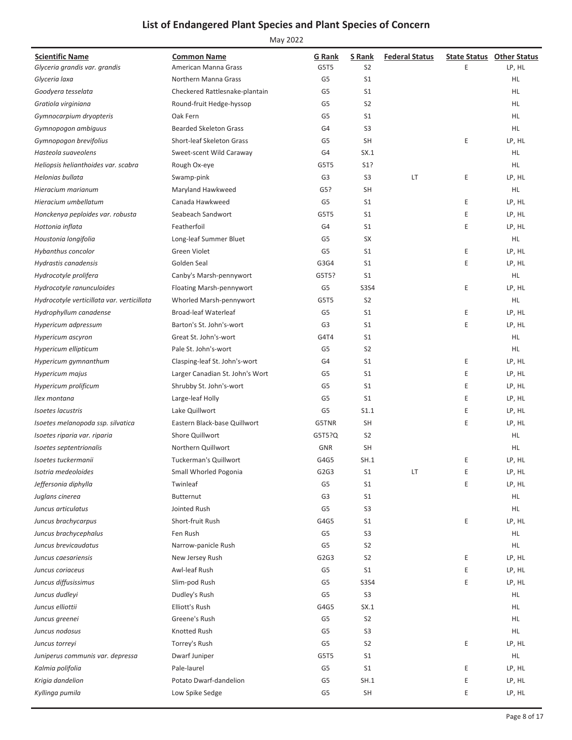# List of Endangered Plant Species and Plant Species of Concern

May 2022

| Scientific Name | Common Name | G Rank | S Rank | Federal Status | State Status | Other Status |
|---|---|---|---|---|---|---|
| *Glyceria grandis var. grandis* | American Manna Grass | G5T5 | S2 | | E | LP, HL |
| *Glyceria laxa* | Northern Manna Grass | G5 | S1 | | | HL |
| *Goodyera tesselata* | Checkered Rattlesnake-plantain | G5 | S1 | | | HL |
| *Gratiola virginiana* | Round-fruit Hedge-hyssop | G5 | S2 | | | HL |
| *Gymnocarpium dryopteris* | Oak Fern | G5 | S1 | | | HL |
| *Gymnopogon ambiguus* | Bearded Skeleton Grass | G4 | S3 | | | HL |
| *Gymnopogon brevifolius* | Short-leaf Skeleton Grass | G5 | SH | | E | LP, HL |
| *Hasteola suaveolens* | Sweet-scent Wild Caraway | G4 | SX.1 | | | HL |
| *Heliopsis helianthoides var. scabra* | Rough Ox-eye | G5T5 | S1? | | | HL |
| *Helonias bullata* | Swamp-pink | G3 | S3 | LT | E | LP, HL |
| *Hieracium marianum* | Maryland Hawkweed | G5? | SH | | | HL |
| *Hieracium umbellatum* | Canada Hawkweed | G5 | S1 | | E | LP, HL |
| *Honckenya peploides var. robusta* | Seabeach Sandwort | G5T5 | S1 | | E | LP, HL |
| *Hottonia inflata* | Featherfoil | G4 | S1 | | E | LP, HL |
| *Houstonia longifolia* | Long-leaf Summer Bluet | G5 | SX | | | HL |
| *Hybanthus concolor* | Green Violet | G5 | S1 | | E | LP, HL |
| *Hydrastis canadensis* | Golden Seal | G3G4 | S1 | | E | LP, HL |
| *Hydrocotyle prolifera* | Canby's Marsh-pennywort | G5T5? | S1 | | | HL |
| *Hydrocotyle ranunculoides* | Floating Marsh-pennywort | G5 | S3S4 | | E | LP, HL |
| *Hydrocotyle verticillata var. verticillata* | Whorled Marsh-pennywort | G5T5 | S2 | | | HL |
| *Hydrophyllum canadense* | Broad-leaf Waterleaf | G5 | S1 | | E | LP, HL |
| *Hypericum adpressum* | Barton's St. John's-wort | G3 | S1 | | E | LP, HL |
| *Hypericum ascyron* | Great St. John's-wort | G4T4 | S1 | | | HL |
| *Hypericum ellipticum* | Pale St. John's-wort | G5 | S2 | | | HL |
| *Hypericum gymnanthum* | Clasping-leaf St. John's-wort | G4 | S1 | | E | LP, HL |
| *Hypericum majus* | Larger Canadian St. John's Wort | G5 | S1 | | E | LP, HL |
| *Hypericum prolificum* | Shrubby St. John's-wort | G5 | S1 | | E | LP, HL |
| *Ilex montana* | Large-leaf Holly | G5 | S1 | | E | LP, HL |
| *Isoetes lacustris* | Lake Quillwort | G5 | S1.1 | | E | LP, HL |
| *Isoetes melanopoda ssp. silvatica* | Eastern Black-base Quillwort | G5TNR | SH | | E | LP, HL |
| *Isoetes riparia var. riparia* | Shore Quillwort | G5T5?Q | S2 | | | HL |
| *Isoetes septentrionalis* | Northern Quillwort | GNR | SH | | | HL |
| *Isoetes tuckermanii* | Tuckerman's Quillwort | G4G5 | SH.1 | | E | LP, HL |
| *Isotria medeoloides* | Small Whorled Pogonia | G2G3 | S1 | LT | E | LP, HL |
| *Jeffersonia diphylla* | Twinleaf | G5 | S1 | | E | LP, HL |
| *Juglans cinerea* | Butternut | G3 | S1 | | | HL |
| *Juncus articulatus* | Jointed Rush | G5 | S3 | | | HL |
| *Juncus brachycarpus* | Short-fruit Rush | G4G5 | S1 | | E | LP, HL |
| *Juncus brachycephalus* | Fen Rush | G5 | S3 | | | HL |
| *Juncus brevicaudatus* | Narrow-panicle Rush | G5 | S2 | | | HL |
| *Juncus caesariensis* | New Jersey Rush | G2G3 | S2 | | E | LP, HL |
| *Juncus coriaceus* | Awl-leaf Rush | G5 | S1 | | E | LP, HL |
| *Juncus diffusissimus* | Slim-pod Rush | G5 | S3S4 | | E | LP, HL |
| *Juncus dudleyi* | Dudley's Rush | G5 | S3 | | | HL |
| *Juncus elliottii* | Elliott's Rush | G4G5 | SX.1 | | | HL |
| *Juncus greenei* | Greene's Rush | G5 | S2 | | | HL |
| *Juncus nodosus* | Knotted Rush | G5 | S3 | | | HL |
| *Juncus torreyi* | Torrey's Rush | G5 | S2 | | E | LP, HL |
| *Juniperus communis var. depressa* | Dwarf Juniper | G5T5 | S1 | | | HL |
| *Kalmia polifolia* | Pale-laurel | G5 | S1 | | E | LP, HL |
| *Krigia dandelion* | Potato Dwarf-dandelion | G5 | SH.1 | | E | LP, HL |
| *Kyllinga pumila* | Low Spike Sedge | G5 | SH | | E | LP, HL |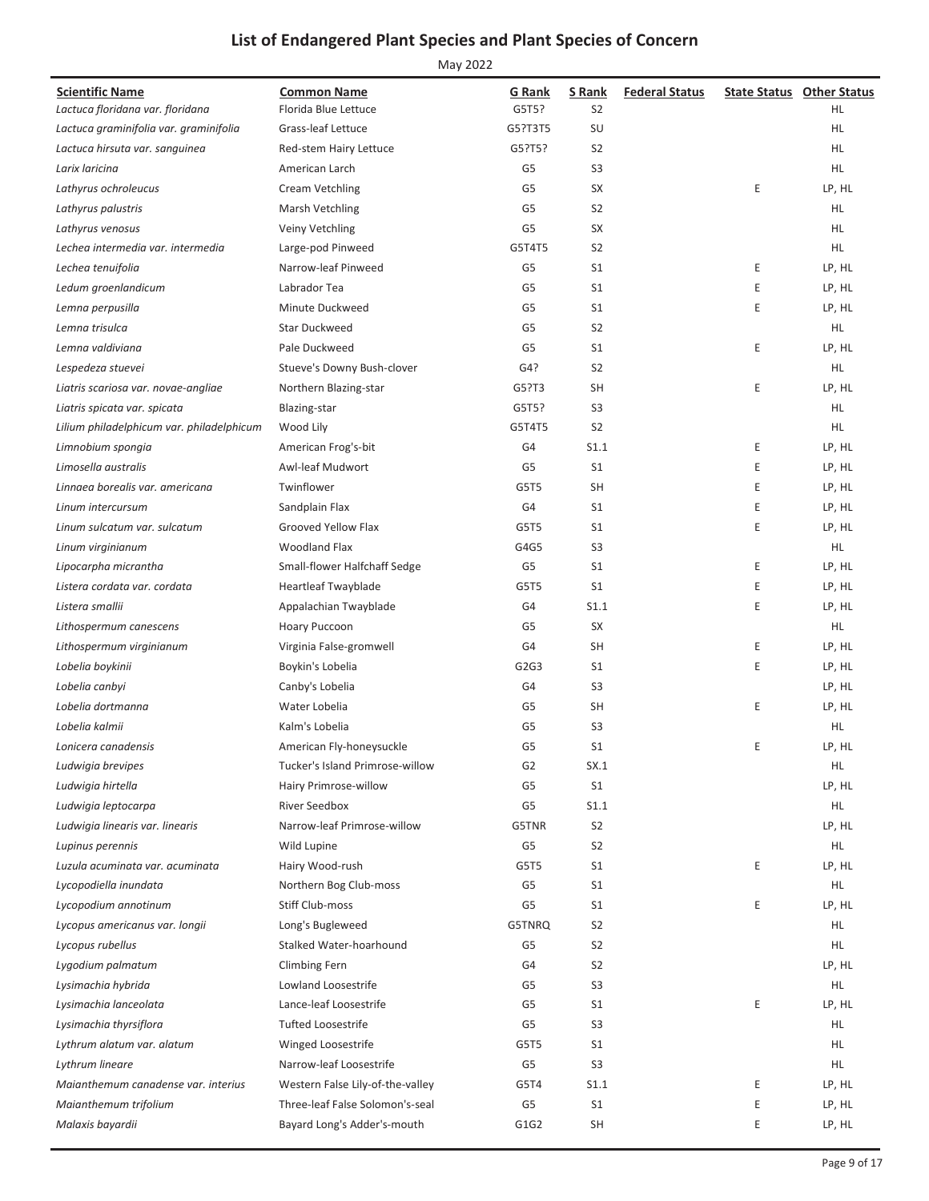# List of Endangered Plant Species and Plant Species of Concern

May 2022

| Scientific Name | Common Name | G Rank | S Rank | Federal Status | State Status | Other Status |
|---|---|---|---|---|---|---|
| *Lactuca floridana var. floridana* | Florida Blue Lettuce | G5T5? | S2 | | | HL |
| *Lactuca graminifolia var. graminifolia* | Grass-leaf Lettuce | G5?T3T5 | SU | | | HL |
| *Lactuca hirsuta var. sanguinea* | Red-stem Hairy Lettuce | G5?T5? | S2 | | | HL |
| *Larix laricina* | American Larch | G5 | S3 | | | HL |
| *Lathyrus ochroleucus* | Cream Vetchling | G5 | SX | | E | LP, HL |
| *Lathyrus palustris* | Marsh Vetchling | G5 | S2 | | | HL |
| *Lathyrus venosus* | Veiny Vetchling | G5 | SX | | | HL |
| *Lechea intermedia var. intermedia* | Large-pod Pinweed | G5T4T5 | S2 | | | HL |
| *Lechea tenuifolia* | Narrow-leaf Pinweed | G5 | S1 | | E | LP, HL |
| *Ledum groenlandicum* | Labrador Tea | G5 | S1 | | E | LP, HL |
| *Lemna perpusilla* | Minute Duckweed | G5 | S1 | | E | LP, HL |
| *Lemna trisulca* | Star Duckweed | G5 | S2 | | | HL |
| *Lemna valdiviana* | Pale Duckweed | G5 | S1 | | E | LP, HL |
| *Lespedeza stuevei* | Stueve's Downy Bush-clover | G4? | S2 | | | HL |
| *Liatris scariosa var. novae-angliae* | Northern Blazing-star | G5?T3 | SH | | E | LP, HL |
| *Liatris spicata var. spicata* | Blazing-star | G5T5? | S3 | | | HL |
| *Lilium philadelphicum var. philadelphicum* | Wood Lily | G5T4T5 | S2 | | | HL |
| *Limnobium spongia* | American Frog's-bit | G4 | S1.1 | | E | LP, HL |
| *Limosella australis* | Awl-leaf Mudwort | G5 | S1 | | E | LP, HL |
| *Linnaea borealis var. americana* | Twinflower | G5T5 | SH | | E | LP, HL |
| *Linum intercursum* | Sandplain Flax | G4 | S1 | | E | LP, HL |
| *Linum sulcatum var. sulcatum* | Grooved Yellow Flax | G5T5 | S1 | | E | LP, HL |
| *Linum virginianum* | Woodland Flax | G4G5 | S3 | | | HL |
| *Lipocarpha micrantha* | Small-flower Halfchaff Sedge | G5 | S1 | | E | LP, HL |
| *Listera cordata var. cordata* | Heartleaf Twayblade | G5T5 | S1 | | E | LP, HL |
| *Listera smallii* | Appalachian Twayblade | G4 | S1.1 | | E | LP, HL |
| *Lithospermum canescens* | Hoary Puccoon | G5 | SX | | | HL |
| *Lithospermum virginianum* | Virginia False-gromwell | G4 | SH | | E | LP, HL |
| *Lobelia boykinii* | Boykin's Lobelia | G2G3 | S1 | | E | LP, HL |
| *Lobelia canbyi* | Canby's Lobelia | G4 | S3 | | | LP, HL |
| *Lobelia dortmanna* | Water Lobelia | G5 | SH | | E | LP, HL |
| *Lobelia kalmii* | Kalm's Lobelia | G5 | S3 | | | HL |
| *Lonicera canadensis* | American Fly-honeysuckle | G5 | S1 | | E | LP, HL |
| *Ludwigia brevipes* | Tucker's Island Primrose-willow | G2 | SX.1 | | | HL |
| *Ludwigia hirtella* | Hairy Primrose-willow | G5 | S1 | | | LP, HL |
| *Ludwigia leptocarpa* | River Seedbox | G5 | S1.1 | | | HL |
| *Ludwigia linearis var. linearis* | Narrow-leaf Primrose-willow | G5TNR | S2 | | | LP, HL |
| *Lupinus perennis* | Wild Lupine | G5 | S2 | | | HL |
| *Luzula acuminata var. acuminata* | Hairy Wood-rush | G5T5 | S1 | | E | LP, HL |
| *Lycopodiella inundata* | Northern Bog Club-moss | G5 | S1 | | | HL |
| *Lycopodium annotinum* | Stiff Club-moss | G5 | S1 | | E | LP, HL |
| *Lycopus americanus var. longii* | Long's Bugleweed | G5TNRQ | S2 | | | HL |
| *Lycopus rubellus* | Stalked Water-hoarhound | G5 | S2 | | | HL |
| *Lygodium palmatum* | Climbing Fern | G4 | S2 | | | LP, HL |
| *Lysimachia hybrida* | Lowland Loosestrife | G5 | S3 | | | HL |
| *Lysimachia lanceolata* | Lance-leaf Loosestrife | G5 | S1 | | E | LP, HL |
| *Lysimachia thyrsiflora* | Tufted Loosestrife | G5 | S3 | | | HL |
| *Lythrum alatum var. alatum* | Winged Loosestrife | G5T5 | S1 | | | HL |
| *Lythrum lineare* | Narrow-leaf Loosestrife | G5 | S3 | | | HL |
| *Maianthemum canadense var. interius* | Western False Lily-of-the-valley | G5T4 | S1.1 | | E | LP, HL |
| *Maianthemum trifolium* | Three-leaf False Solomon's-seal | G5 | S1 | | E | LP, HL |
| *Malaxis bayardii* | Bayard Long's Adder's-mouth | G1G2 | SH | | E | LP, HL |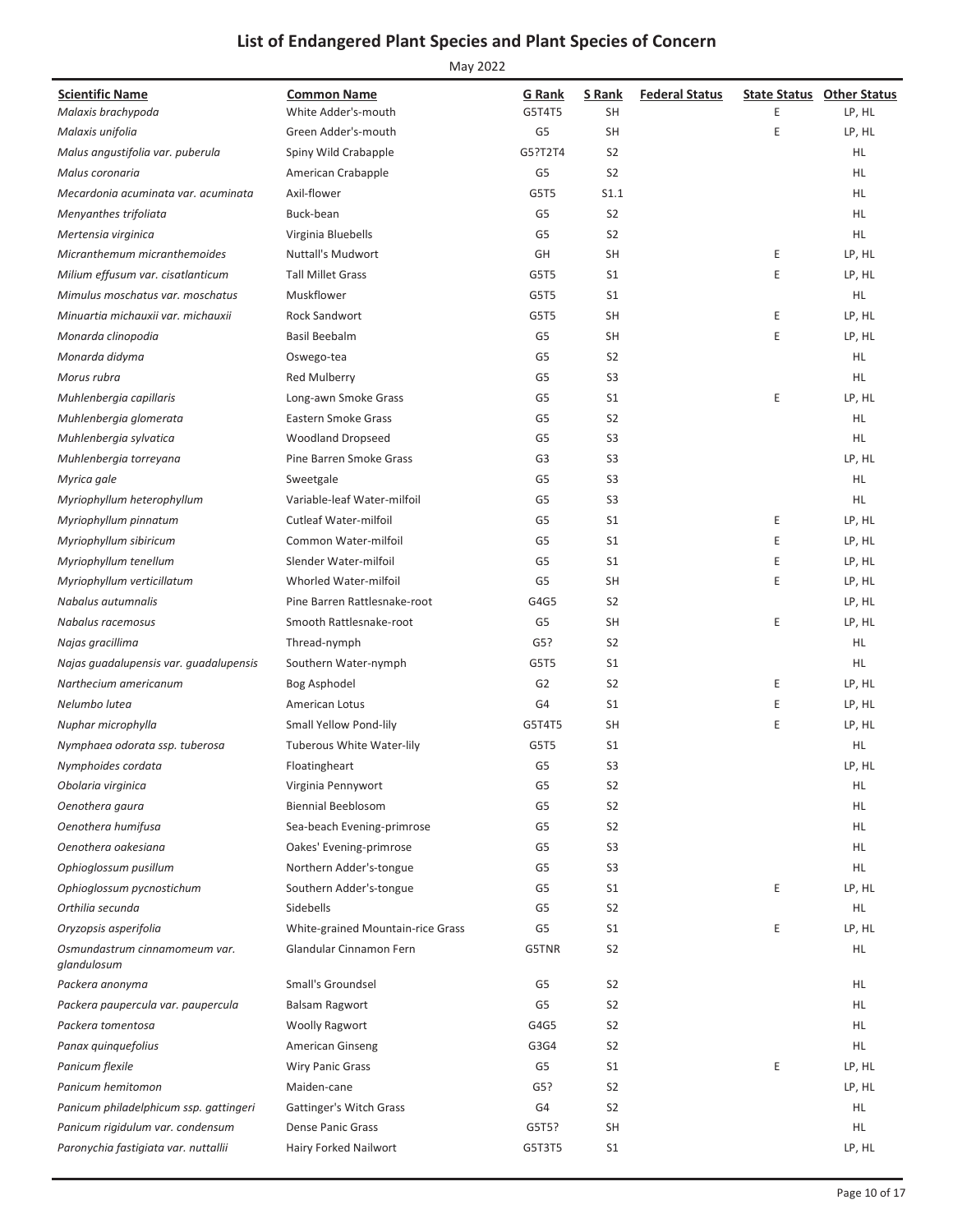# List of Endangered Plant Species and Plant Species of Concern

May 2022

| Scientific Name | Common Name | G Rank | S Rank | Federal Status | State Status | Other Status |
|---|---|---|---|---|---|---|
| *Malaxis brachypoda* | White Adder's-mouth | G5T4T5 | SH | | E | LP, HL |
| *Malaxis unifolia* | Green Adder's-mouth | G5 | SH | | E | LP, HL |
| *Malus angustifolia var. puberula* | Spiny Wild Crabapple | G5?T2T4 | S2 | | | HL |
| *Malus coronaria* | American Crabapple | G5 | S2 | | | HL |
| *Mecardonia acuminata var. acuminata* | Axil-flower | G5T5 | S1.1 | | | HL |
| *Menyanthes trifoliata* | Buck-bean | G5 | S2 | | | HL |
| *Mertensia virginica* | Virginia Bluebells | G5 | S2 | | | HL |
| *Micranthemum micranthemoides* | Nuttall's Mudwort | GH | SH | | E | LP, HL |
| *Milium effusum var. cisatlanticum* | Tall Millet Grass | G5T5 | S1 | | E | LP, HL |
| *Mimulus moschatus var. moschatus* | Muskflower | G5T5 | S1 | | | HL |
| *Minuartia michauxii var. michauxii* | Rock Sandwort | G5T5 | SH | | E | LP, HL |
| *Monarda clinopodia* | Basil Beebalm | G5 | SH | | E | LP, HL |
| *Monarda didyma* | Oswego-tea | G5 | S2 | | | HL |
| *Morus rubra* | Red Mulberry | G5 | S3 | | | HL |
| *Muhlenbergia capillaris* | Long-awn Smoke Grass | G5 | S1 | | E | LP, HL |
| *Muhlenbergia glomerata* | Eastern Smoke Grass | G5 | S2 | | | HL |
| *Muhlenbergia sylvatica* | Woodland Dropseed | G5 | S3 | | | HL |
| *Muhlenbergia torreyana* | Pine Barren Smoke Grass | G3 | S3 | | | LP, HL |
| *Myrica gale* | Sweetgale | G5 | S3 | | | HL |
| *Myriophyllum heterophyllum* | Variable-leaf Water-milfoil | G5 | S3 | | | HL |
| *Myriophyllum pinnatum* | Cutleaf Water-milfoil | G5 | S1 | | E | LP, HL |
| *Myriophyllum sibiricum* | Common Water-milfoil | G5 | S1 | | E | LP, HL |
| *Myriophyllum tenellum* | Slender Water-milfoil | G5 | S1 | | E | LP, HL |
| *Myriophyllum verticillatum* | Whorled Water-milfoil | G5 | SH | | E | LP, HL |
| *Nabalus autumnalis* | Pine Barren Rattlesnake-root | G4G5 | S2 | | | LP, HL |
| *Nabalus racemosus* | Smooth Rattlesnake-root | G5 | SH | | E | LP, HL |
| *Najas gracillima* | Thread-nymph | G5? | S2 | | | HL |
| *Najas guadalupensis var. guadalupensis* | Southern Water-nymph | G5T5 | S1 | | | HL |
| *Narthecium americanum* | Bog Asphodel | G2 | S2 | | E | LP, HL |
| *Nelumbo lutea* | American Lotus | G4 | S1 | | E | LP, HL |
| *Nuphar microphylla* | Small Yellow Pond-lily | G5T4T5 | SH | | E | LP, HL |
| *Nymphaea odorata ssp. tuberosa* | Tuberous White Water-lily | G5T5 | S1 | | | HL |
| *Nymphoides cordata* | Floatingheart | G5 | S3 | | | LP, HL |
| *Obolaria virginica* | Virginia Pennywort | G5 | S2 | | | HL |
| *Oenothera gaura* | Biennial Beeblosom | G5 | S2 | | | HL |
| *Oenothera humifusa* | Sea-beach Evening-primrose | G5 | S2 | | | HL |
| *Oenothera oakesiana* | Oakes' Evening-primrose | G5 | S3 | | | HL |
| *Ophioglossum pusillum* | Northern Adder's-tongue | G5 | S3 | | | HL |
| *Ophioglossum pycnostichum* | Southern Adder's-tongue | G5 | S1 | | E | LP, HL |
| *Orthilia secunda* | Sidebells | G5 | S2 | | | HL |
| *Oryzopsis asperifolia* | White-grained Mountain-rice Grass | G5 | S1 | | E | LP, HL |
| *Osmundastrum cinnamomeum var. glandulosum* | Glandular Cinnamon Fern | G5TNR | S2 | | | HL |
| *Packera anonyma* | Small's Groundsel | G5 | S2 | | | HL |
| *Packera paupercula var. paupercula* | Balsam Ragwort | G5 | S2 | | | HL |
| *Packera tomentosa* | Woolly Ragwort | G4G5 | S2 | | | HL |
| *Panax quinquefolius* | American Ginseng | G3G4 | S2 | | | HL |
| *Panicum flexile* | Wiry Panic Grass | G5 | S1 | | E | LP, HL |
| *Panicum hemitomon* | Maiden-cane | G5? | S2 | | | LP, HL |
| *Panicum philadelphicum ssp. gattingeri* | Gattinger's Witch Grass | G4 | S2 | | | HL |
| *Panicum rigidulum var. condensum* | Dense Panic Grass | G5T5? | SH | | | HL |
| *Paronychia fastigiata var. nuttallii* | Hairy Forked Nailwort | G5T3T5 | S1 | | | LP, HL |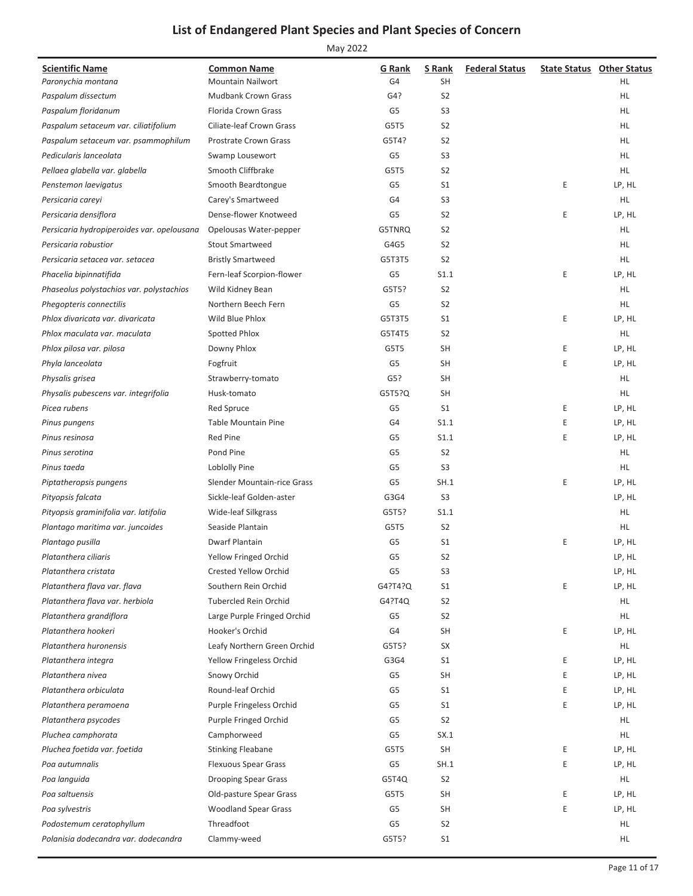# List of Endangered Plant Species and Plant Species of Concern

May 2022

| Scientific Name | Common Name | G Rank | S Rank | Federal Status | State Status | Other Status |
|---|---|---|---|---|---|---|
| *Paronychia montana* | Mountain Nailwort | G4 | SH | | | HL |
| *Paspalum dissectum* | Mudbank Crown Grass | G4? | S2 | | | HL |
| *Paspalum floridanum* | Florida Crown Grass | G5 | S3 | | | HL |
| *Paspalum setaceum var. ciliatifolium* | Ciliate-leaf Crown Grass | G5T5 | S2 | | | HL |
| *Paspalum setaceum var. psammophilum* | Prostrate Crown Grass | G5T4? | S2 | | | HL |
| *Pedicularis lanceolata* | Swamp Lousewort | G5 | S3 | | | HL |
| *Pellaea glabella var. glabella* | Smooth Cliffbrake | G5T5 | S2 | | | HL |
| *Penstemon laevigatus* | Smooth Beardtongue | G5 | S1 | | E | LP, HL |
| *Persicaria careyi* | Carey's Smartweed | G4 | S3 | | | HL |
| *Persicaria densiflora* | Dense-flower Knotweed | G5 | S2 | | E | LP, HL |
| *Persicaria hydropiperoides var. opelousana* | Opelousas Water-pepper | G5TNRQ | S2 | | | HL |
| *Persicaria robustior* | Stout Smartweed | G4G5 | S2 | | | HL |
| *Persicaria setacea var. setacea* | Bristly Smartweed | G5T3T5 | S2 | | | HL |
| *Phacelia bipinnatifida* | Fern-leaf Scorpion-flower | G5 | S1.1 | | E | LP, HL |
| *Phaseolus polystachios var. polystachios* | Wild Kidney Bean | G5T5? | S2 | | | HL |
| *Phegopteris connectilis* | Northern Beech Fern | G5 | S2 | | | HL |
| *Phlox divaricata var. divaricata* | Wild Blue Phlox | G5T3T5 | S1 | | E | LP, HL |
| *Phlox maculata var. maculata* | Spotted Phlox | G5T4T5 | S2 | | | HL |
| *Phlox pilosa var. pilosa* | Downy Phlox | G5T5 | SH | | E | LP, HL |
| *Phyla lanceolata* | Fogfruit | G5 | SH | | E | LP, HL |
| *Physalis grisea* | Strawberry-tomato | G5? | SH | | | HL |
| *Physalis pubescens var. integrifolia* | Husk-tomato | G5T5?Q | SH | | | HL |
| *Picea rubens* | Red Spruce | G5 | S1 | | E | LP, HL |
| *Pinus pungens* | Table Mountain Pine | G4 | S1.1 | | E | LP, HL |
| *Pinus resinosa* | Red Pine | G5 | S1.1 | | E | LP, HL |
| *Pinus serotina* | Pond Pine | G5 | S2 | | | HL |
| *Pinus taeda* | Loblolly Pine | G5 | S3 | | | HL |
| *Piptatheropsis pungens* | Slender Mountain-rice Grass | G5 | SH.1 | | E | LP, HL |
| *Pityopsis falcata* | Sickle-leaf Golden-aster | G3G4 | S3 | | | LP, HL |
| *Pityopsis graminifolia var. latifolia* | Wide-leaf Silkgrass | G5T5? | S1.1 | | | HL |
| *Plantago maritima var. juncoides* | Seaside Plantain | G5T5 | S2 | | | HL |
| *Plantago pusilla* | Dwarf Plantain | G5 | S1 | | E | LP, HL |
| *Platanthera ciliaris* | Yellow Fringed Orchid | G5 | S2 | | | LP, HL |
| *Platanthera cristata* | Crested Yellow Orchid | G5 | S3 | | | LP, HL |
| *Platanthera flava var. flava* | Southern Rein Orchid | G4?T4?Q | S1 | | E | LP, HL |
| *Platanthera flava var. herbiola* | Tubercled Rein Orchid | G4?T4Q | S2 | | | HL |
| *Platanthera grandiflora* | Large Purple Fringed Orchid | G5 | S2 | | | HL |
| *Platanthera hookeri* | Hooker's Orchid | G4 | SH | | E | LP, HL |
| *Platanthera huronensis* | Leafy Northern Green Orchid | G5T5? | SX | | | HL |
| *Platanthera integra* | Yellow Fringeless Orchid | G3G4 | S1 | | E | LP, HL |
| *Platanthera nivea* | Snowy Orchid | G5 | SH | | E | LP, HL |
| *Platanthera orbiculata* | Round-leaf Orchid | G5 | S1 | | E | LP, HL |
| *Platanthera peramoena* | Purple Fringeless Orchid | G5 | S1 | | E | LP, HL |
| *Platanthera psycodes* | Purple Fringed Orchid | G5 | S2 | | | HL |
| *Pluchea camphorata* | Camphorweed | G5 | SX.1 | | | HL |
| *Pluchea foetida var. foetida* | Stinking Fleabane | G5T5 | SH | | E | LP, HL |
| *Poa autumnalis* | Flexuous Spear Grass | G5 | SH.1 | | E | LP, HL |
| *Poa languida* | Drooping Spear Grass | G5T4Q | S2 | | | HL |
| *Poa saltuensis* | Old-pasture Spear Grass | G5T5 | SH | | E | LP, HL |
| *Poa sylvestris* | Woodland Spear Grass | G5 | SH | | E | LP, HL |
| *Podostemum ceratophyllum* | Threadfoot | G5 | S2 | | | HL |
| *Polanisia dodecandra var. dodecandra* | Clammy-weed | G5T5? | S1 | | | HL |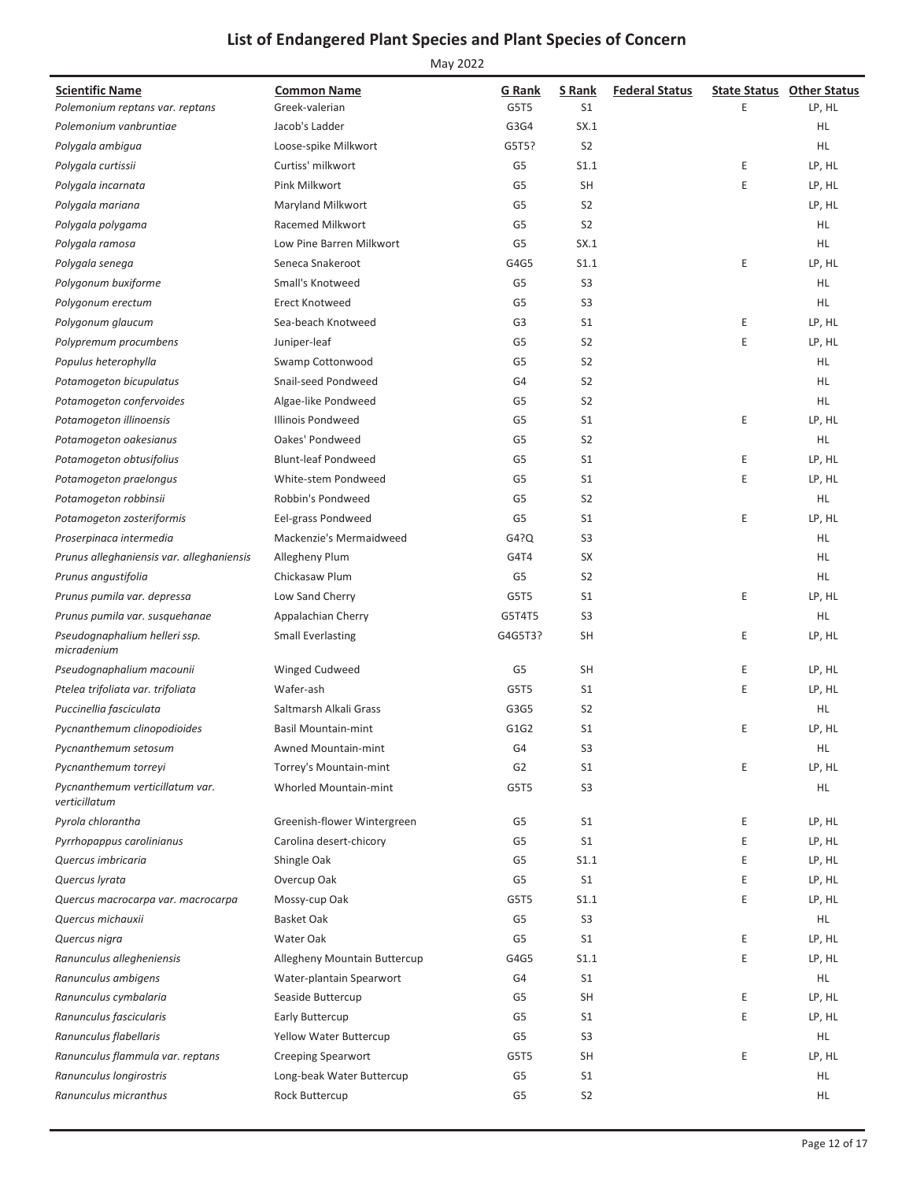# List of Endangered Plant Species and Plant Species of Concern

May 2022

| Scientific Name | Common Name | G Rank | S Rank | Federal Status | State Status | Other Status |
|---|---|---|---|---|---|---|
| *Polemonium reptans var. reptans* | Greek-valerian | G5T5 | S1 | | E | LP, HL |
| *Polemonium vanbruntiae* | Jacob's Ladder | G3G4 | SX.1 | | | HL |
| *Polygala ambigua* | Loose-spike Milkwort | G5T5? | S2 | | | HL |
| *Polygala curtissii* | Curtiss' milkwort | G5 | S1.1 | | E | LP, HL |
| *Polygala incarnata* | Pink Milkwort | G5 | SH | | E | LP, HL |
| *Polygala mariana* | Maryland Milkwort | G5 | S2 | | | LP, HL |
| *Polygala polygama* | Racemed Milkwort | G5 | S2 | | | HL |
| *Polygala ramosa* | Low Pine Barren Milkwort | G5 | SX.1 | | | HL |
| *Polygala senega* | Seneca Snakeroot | G4G5 | S1.1 | | E | LP, HL |
| *Polygonum buxiforme* | Small's Knotweed | G5 | S3 | | | HL |
| *Polygonum erectum* | Erect Knotweed | G5 | S3 | | | HL |
| *Polygonum glaucum* | Sea-beach Knotweed | G3 | S1 | | E | LP, HL |
| *Polypremum procumbens* | Juniper-leaf | G5 | S2 | | E | LP, HL |
| *Populus heterophylla* | Swamp Cottonwood | G5 | S2 | | | HL |
| *Potamogeton bicupulatus* | Snail-seed Pondweed | G4 | S2 | | | HL |
| *Potamogeton confervoides* | Algae-like Pondweed | G5 | S2 | | | HL |
| *Potamogeton illinoensis* | Illinois Pondweed | G5 | S1 | | E | LP, HL |
| *Potamogeton oakesianus* | Oakes' Pondweed | G5 | S2 | | | HL |
| *Potamogeton obtusifolius* | Blunt-leaf Pondweed | G5 | S1 | | E | LP, HL |
| *Potamogeton praelongus* | White-stem Pondweed | G5 | S1 | | E | LP, HL |
| *Potamogeton robbinsii* | Robbin's Pondweed | G5 | S2 | | | HL |
| *Potamogeton zosteriformis* | Eel-grass Pondweed | G5 | S1 | | E | LP, HL |
| *Proserpinaca intermedia* | Mackenzie's Mermaidweed | G4?Q | S3 | | | HL |
| *Prunus alleghaniensis var. alleghaniensis* | Allegheny Plum | G4T4 | SX | | | HL |
| *Prunus angustifolia* | Chickasaw Plum | G5 | S2 | | | HL |
| *Prunus pumila var. depressa* | Low Sand Cherry | G5T5 | S1 | | E | LP, HL |
| *Prunus pumila var. susquehanae* | Appalachian Cherry | G5T4T5 | S3 | | | HL |
| *Pseudognaphalium helleri ssp. micradenium* | Small Everlasting | G4G5T3? | SH | | E | LP, HL |
| *Pseudognaphalium macounii* | Winged Cudweed | G5 | SH | | E | LP, HL |
| *Ptelea trifoliata var. trifoliata* | Wafer-ash | G5T5 | S1 | | E | LP, HL |
| *Puccinellia fasciculata* | Saltmarsh Alkali Grass | G3G5 | S2 | | | HL |
| *Pycnanthemum clinopodioides* | Basil Mountain-mint | G1G2 | S1 | | E | LP, HL |
| *Pycnanthemum setosum* | Awned Mountain-mint | G4 | S3 | | | HL |
| *Pycnanthemum torreyi* | Torrey's Mountain-mint | G2 | S1 | | E | LP, HL |
| *Pycnanthemum verticillatum var. verticillatum* | Whorled Mountain-mint | G5T5 | S3 | | | HL |
| *Pyrola chlorantha* | Greenish-flower Wintergreen | G5 | S1 | | E | LP, HL |
| *Pyrrhopappus carolinianus* | Carolina desert-chicory | G5 | S1 | | E | LP, HL |
| *Quercus imbricaria* | Shingle Oak | G5 | S1.1 | | E | LP, HL |
| *Quercus lyrata* | Overcup Oak | G5 | S1 | | E | LP, HL |
| *Quercus macrocarpa var. macrocarpa* | Mossy-cup Oak | G5T5 | S1.1 | | E | LP, HL |
| *Quercus michauxii* | Basket Oak | G5 | S3 | | | HL |
| *Quercus nigra* | Water Oak | G5 | S1 | | E | LP, HL |
| *Ranunculus allegheniensis* | Allegheny Mountain Buttercup | G4G5 | S1.1 | | E | LP, HL |
| *Ranunculus ambigens* | Water-plantain Spearwort | G4 | S1 | | | HL |
| *Ranunculus cymbalaria* | Seaside Buttercup | G5 | SH | | E | LP, HL |
| *Ranunculus fascicularis* | Early Buttercup | G5 | S1 | | E | LP, HL |
| *Ranunculus flabellaris* | Yellow Water Buttercup | G5 | S3 | | | HL |
| *Ranunculus flammula var. reptans* | Creeping Spearwort | G5T5 | SH | | E | LP, HL |
| *Ranunculus longirostris* | Long-beak Water Buttercup | G5 | S1 | | | HL |
| *Ranunculus micranthus* | Rock Buttercup | G5 | S2 | | | HL |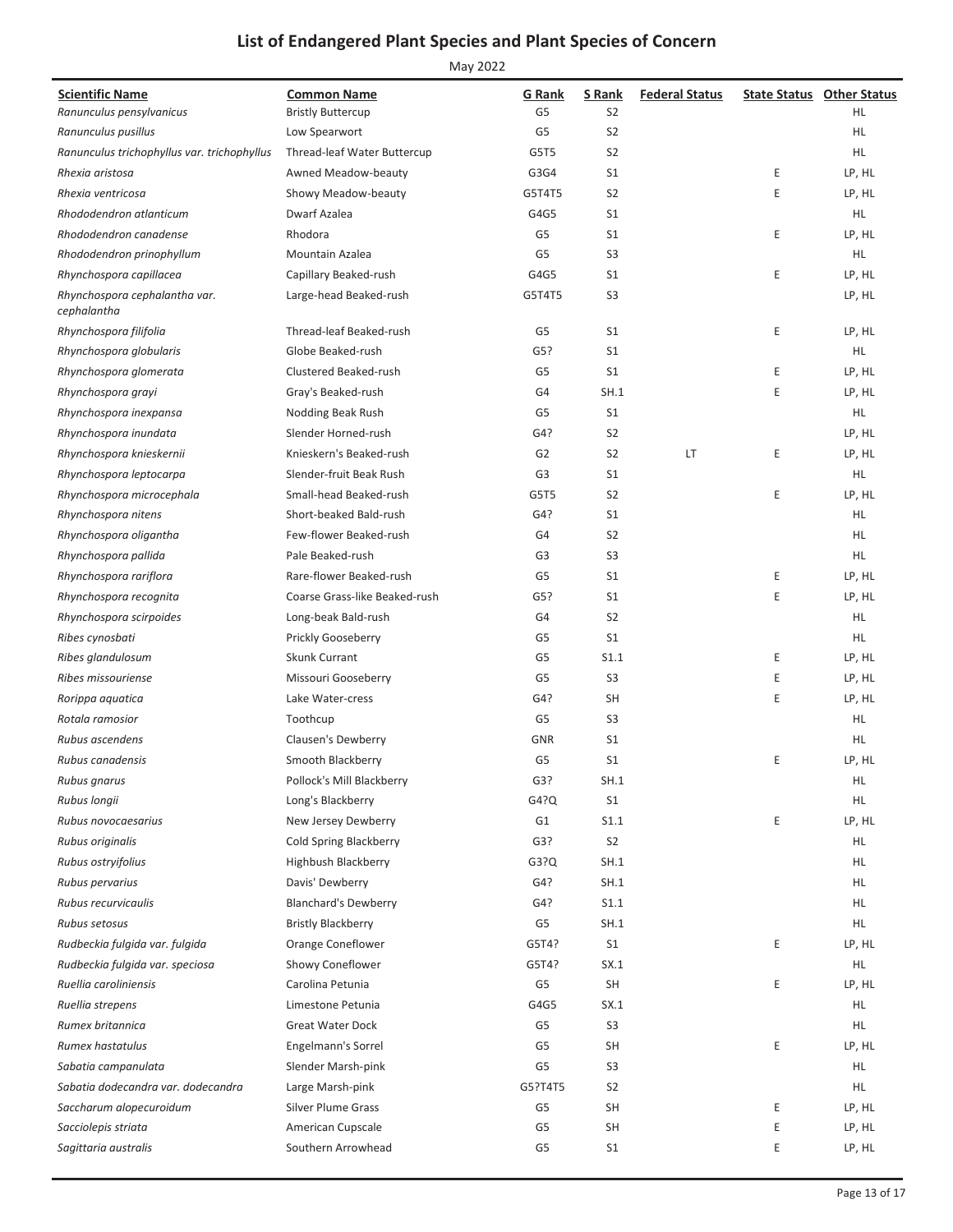## List of Endangered Plant Species and Plant Species of Concern

May 2022

| Scientific Name | Common Name | G Rank | S Rank | Federal Status | State Status | Other Status |
|---|---|---|---|---|---|---|
| *Ranunculus pensylvanicus* | Bristly Buttercup | G5 | S2 | | | HL |
| *Ranunculus pusillus* | Low Spearwort | G5 | S2 | | | HL |
| *Ranunculus trichophyllus var. trichophyllus* | Thread-leaf Water Buttercup | G5T5 | S2 | | | HL |
| *Rhexia aristosa* | Awned Meadow-beauty | G3G4 | S1 | | E | LP, HL |
| *Rhexia ventricosa* | Showy Meadow-beauty | G5T4T5 | S2 | | E | LP, HL |
| *Rhododendron atlanticum* | Dwarf Azalea | G4G5 | S1 | | | HL |
| *Rhododendron canadense* | Rhodora | G5 | S1 | | E | LP, HL |
| *Rhododendron prinophyllum* | Mountain Azalea | G5 | S3 | | | HL |
| *Rhynchospora capillacea* | Capillary Beaked-rush | G4G5 | S1 | | E | LP, HL |
| *Rhynchospora cephalantha var. cephalantha* | Large-head Beaked-rush | G5T4T5 | S3 | | | LP, HL |
| *Rhynchospora filifolia* | Thread-leaf Beaked-rush | G5 | S1 | | E | LP, HL |
| *Rhynchospora globularis* | Globe Beaked-rush | G5? | S1 | | | HL |
| *Rhynchospora glomerata* | Clustered Beaked-rush | G5 | S1 | | E | LP, HL |
| *Rhynchospora grayi* | Gray's Beaked-rush | G4 | SH.1 | | E | LP, HL |
| *Rhynchospora inexpansa* | Nodding Beak Rush | G5 | S1 | | | HL |
| *Rhynchospora inundata* | Slender Horned-rush | G4? | S2 | | | LP, HL |
| *Rhynchospora knieskernii* | Knieskern's Beaked-rush | G2 | S2 | LT | E | LP, HL |
| *Rhynchospora leptocarpa* | Slender-fruit Beak Rush | G3 | S1 | | | HL |
| *Rhynchospora microcephala* | Small-head Beaked-rush | G5T5 | S2 | | E | LP, HL |
| *Rhynchospora nitens* | Short-beaked Bald-rush | G4? | S1 | | | HL |
| *Rhynchospora oligantha* | Few-flower Beaked-rush | G4 | S2 | | | HL |
| *Rhynchospora pallida* | Pale Beaked-rush | G3 | S3 | | | HL |
| *Rhynchospora rariflora* | Rare-flower Beaked-rush | G5 | S1 | | E | LP, HL |
| *Rhynchospora recognita* | Coarse Grass-like Beaked-rush | G5? | S1 | | E | LP, HL |
| *Rhynchospora scirpoides* | Long-beak Bald-rush | G4 | S2 | | | HL |
| *Ribes cynosbati* | Prickly Gooseberry | G5 | S1 | | | HL |
| *Ribes glandulosum* | Skunk Currant | G5 | S1.1 | | E | LP, HL |
| *Ribes missouriense* | Missouri Gooseberry | G5 | S3 | | E | LP, HL |
| *Rorippa aquatica* | Lake Water-cress | G4? | SH | | E | LP, HL |
| *Rotala ramosior* | Toothcup | G5 | S3 | | | HL |
| *Rubus ascendens* | Clausen's Dewberry | GNR | S1 | | | HL |
| *Rubus canadensis* | Smooth Blackberry | G5 | S1 | | E | LP, HL |
| *Rubus gnarus* | Pollock's Mill Blackberry | G3? | SH.1 | | | HL |
| *Rubus longii* | Long's Blackberry | G4?Q | S1 | | | HL |
| *Rubus novocaesarius* | New Jersey Dewberry | G1 | S1.1 | | E | LP, HL |
| *Rubus originalis* | Cold Spring Blackberry | G3? | S2 | | | HL |
| *Rubus ostryifolius* | Highbush Blackberry | G3?Q | SH.1 | | | HL |
| *Rubus pervarius* | Davis' Dewberry | G4? | SH.1 | | | HL |
| *Rubus recurvicaulis* | Blanchard's Dewberry | G4? | S1.1 | | | HL |
| *Rubus setosus* | Bristly Blackberry | G5 | SH.1 | | | HL |
| *Rudbeckia fulgida var. fulgida* | Orange Coneflower | G5T4? | S1 | | E | LP, HL |
| *Rudbeckia fulgida var. speciosa* | Showy Coneflower | G5T4? | SX.1 | | | HL |
| *Ruellia caroliniensis* | Carolina Petunia | G5 | SH | | E | LP, HL |
| *Ruellia strepens* | Limestone Petunia | G4G5 | SX.1 | | | HL |
| *Rumex britannica* | Great Water Dock | G5 | S3 | | | HL |
| *Rumex hastatulus* | Engelmann's Sorrel | G5 | SH | | E | LP, HL |
| *Sabatia campanulata* | Slender Marsh-pink | G5 | S3 | | | HL |
| *Sabatia dodecandra var. dodecandra* | Large Marsh-pink | G5?T4T5 | S2 | | | HL |
| *Saccharum alopecuroidum* | Silver Plume Grass | G5 | SH | | E | LP, HL |
| *Sacciolepis striata* | American Cupscale | G5 | SH | | E | LP, HL |
| *Sagittaria australis* | Southern Arrowhead | G5 | S1 | | E | LP, HL |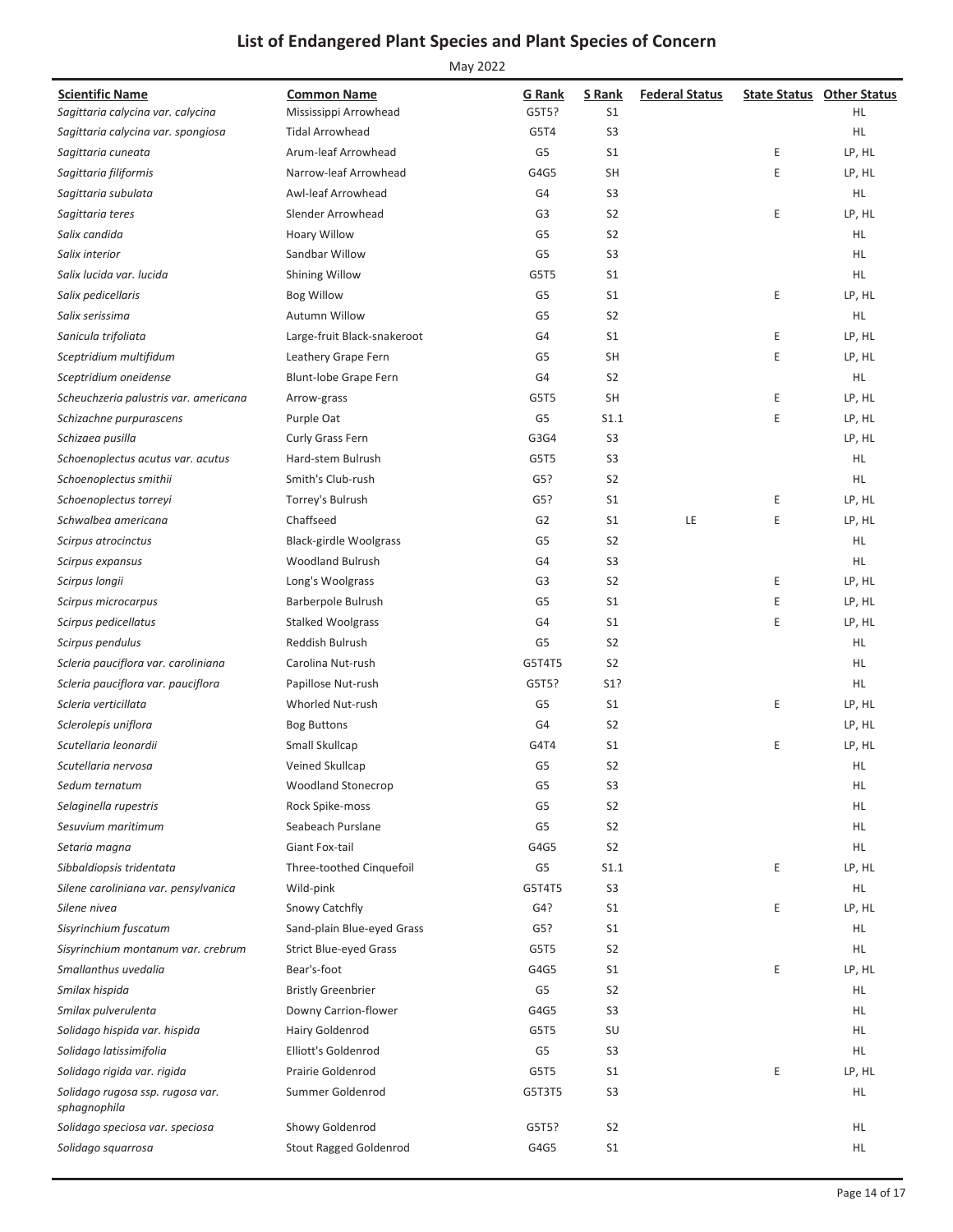# List of Endangered Plant Species and Plant Species of Concern

May 2022

| Scientific Name | Common Name | G Rank | S Rank | Federal Status | State Status | Other Status |
|---|---|---|---|---|---|---|
| *Sagittaria calycina var. calycina* | Mississippi Arrowhead | G5T5? | S1 | | | HL |
| *Sagittaria calycina var. spongiosa* | Tidal Arrowhead | G5T4 | S3 | | | HL |
| *Sagittaria cuneata* | Arum-leaf Arrowhead | G5 | S1 | | E | LP, HL |
| *Sagittaria filiformis* | Narrow-leaf Arrowhead | G4G5 | SH | | E | LP, HL |
| *Sagittaria subulata* | Awl-leaf Arrowhead | G4 | S3 | | | HL |
| *Sagittaria teres* | Slender Arrowhead | G3 | S2 | | E | LP, HL |
| *Salix candida* | Hoary Willow | G5 | S2 | | | HL |
| *Salix interior* | Sandbar Willow | G5 | S3 | | | HL |
| *Salix lucida var. lucida* | Shining Willow | G5T5 | S1 | | | HL |
| *Salix pedicellaris* | Bog Willow | G5 | S1 | | E | LP, HL |
| *Salix serissima* | Autumn Willow | G5 | S2 | | | HL |
| *Sanicula trifoliata* | Large-fruit Black-snakeroot | G4 | S1 | | E | LP, HL |
| *Sceptridium multifidum* | Leathery Grape Fern | G5 | SH | | E | LP, HL |
| *Sceptridium oneidense* | Blunt-lobe Grape Fern | G4 | S2 | | | HL |
| *Scheuchzeria palustris var. americana* | Arrow-grass | G5T5 | SH | | E | LP, HL |
| *Schizachne purpurascens* | Purple Oat | G5 | S1.1 | | E | LP, HL |
| *Schizaea pusilla* | Curly Grass Fern | G3G4 | S3 | | | LP, HL |
| *Schoenoplectus acutus var. acutus* | Hard-stem Bulrush | G5T5 | S3 | | | HL |
| *Schoenoplectus smithii* | Smith's Club-rush | G5? | S2 | | | HL |
| *Schoenoplectus torreyi* | Torrey's Bulrush | G5? | S1 | | E | LP, HL |
| *Schwalbea americana* | Chaffseed | G2 | S1 | LE | E | LP, HL |
| *Scirpus atrocinctus* | Black-girdle Woolgrass | G5 | S2 | | | HL |
| *Scirpus expansus* | Woodland Bulrush | G4 | S3 | | | HL |
| *Scirpus longii* | Long's Woolgrass | G3 | S2 | | E | LP, HL |
| *Scirpus microcarpus* | Barberpole Bulrush | G5 | S1 | | E | LP, HL |
| *Scirpus pedicellatus* | Stalked Woolgrass | G4 | S1 | | E | LP, HL |
| *Scirpus pendulus* | Reddish Bulrush | G5 | S2 | | | HL |
| *Scleria pauciflora var. caroliniana* | Carolina Nut-rush | G5T4T5 | S2 | | | HL |
| *Scleria pauciflora var. pauciflora* | Papillose Nut-rush | G5T5? | S1? | | | HL |
| *Scleria verticillata* | Whorled Nut-rush | G5 | S1 | | E | LP, HL |
| *Sclerolepis uniflora* | Bog Buttons | G4 | S2 | | | LP, HL |
| *Scutellaria leonardii* | Small Skullcap | G4T4 | S1 | | E | LP, HL |
| *Scutellaria nervosa* | Veined Skullcap | G5 | S2 | | | HL |
| *Sedum ternatum* | Woodland Stonecrop | G5 | S3 | | | HL |
| *Selaginella rupestris* | Rock Spike-moss | G5 | S2 | | | HL |
| *Sesuvium maritimum* | Seabeach Purslane | G5 | S2 | | | HL |
| *Setaria magna* | Giant Fox-tail | G4G5 | S2 | | | HL |
| *Sibbaldiopsis tridentata* | Three-toothed Cinquefoil | G5 | S1.1 | | E | LP, HL |
| *Silene caroliniana var. pensylvanica* | Wild-pink | G5T4T5 | S3 | | | HL |
| *Silene nivea* | Snowy Catchfly | G4? | S1 | | E | LP, HL |
| *Sisyrinchium fuscatum* | Sand-plain Blue-eyed Grass | G5? | S1 | | | HL |
| *Sisyrinchium montanum var. crebrum* | Strict Blue-eyed Grass | G5T5 | S2 | | | HL |
| *Smallanthus uvedalia* | Bear's-foot | G4G5 | S1 | | E | LP, HL |
| *Smilax hispida* | Bristly Greenbrier | G5 | S2 | | | HL |
| *Smilax pulverulenta* | Downy Carrion-flower | G4G5 | S3 | | | HL |
| *Solidago hispida var. hispida* | Hairy Goldenrod | G5T5 | SU | | | HL |
| *Solidago latissimifolia* | Elliott's Goldenrod | G5 | S3 | | | HL |
| *Solidago rigida var. rigida* | Prairie Goldenrod | G5T5 | S1 | | E | LP, HL |
| *Solidago rugosa ssp. rugosa var. sphagnophila* | Summer Goldenrod | G5T3T5 | S3 | | | HL |
| *Solidago speciosa var. speciosa* | Showy Goldenrod | G5T5? | S2 | | | HL |
| *Solidago squarrosa* | Stout Ragged Goldenrod | G4G5 | S1 | | | HL |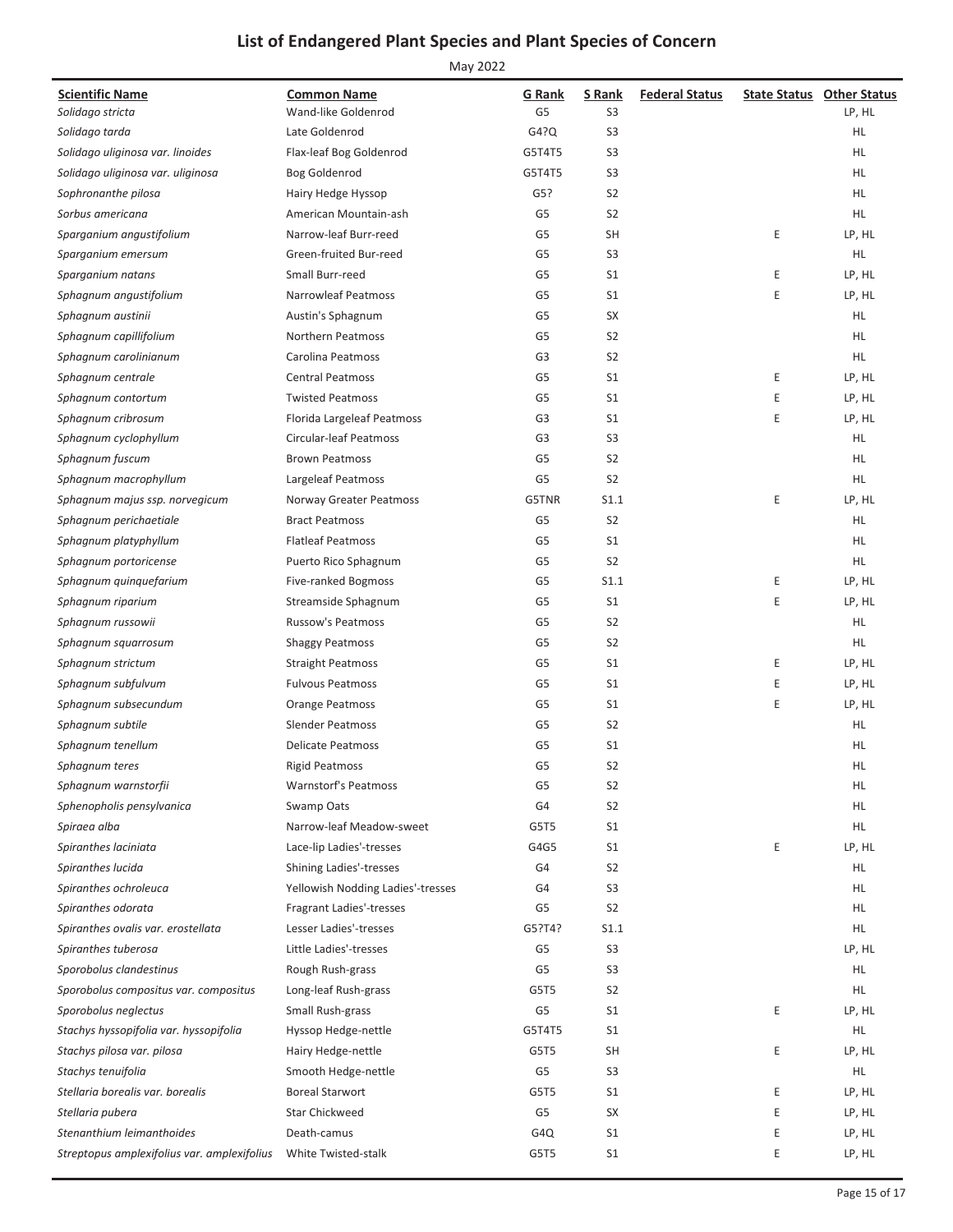# List of Endangered Plant Species and Plant Species of Concern

May 2022

| Scientific Name | Common Name | G Rank | S Rank | Federal Status | State Status | Other Status |
|---|---|---|---|---|---|---|
| *Solidago stricta* | Wand-like Goldenrod | G5 | S3 | | | LP, HL |
| *Solidago tarda* | Late Goldenrod | G4?Q | S3 | | | HL |
| *Solidago uliginosa var. linoides* | Flax-leaf Bog Goldenrod | G5T4T5 | S3 | | | HL |
| *Solidago uliginosa var. uliginosa* | Bog Goldenrod | G5T4T5 | S3 | | | HL |
| *Sophronanthe pilosa* | Hairy Hedge Hyssop | G5? | S2 | | | HL |
| *Sorbus americana* | American Mountain-ash | G5 | S2 | | | HL |
| *Sparganium angustifolium* | Narrow-leaf Burr-reed | G5 | SH | | E | LP, HL |
| *Sparganium emersum* | Green-fruited Bur-reed | G5 | S3 | | | HL |
| *Sparganium natans* | Small Burr-reed | G5 | S1 | | E | LP, HL |
| *Sphagnum angustifolium* | Narrowleaf Peatmoss | G5 | S1 | | E | LP, HL |
| *Sphagnum austinii* | Austin's Sphagnum | G5 | SX | | | HL |
| *Sphagnum capillifolium* | Northern Peatmoss | G5 | S2 | | | HL |
| *Sphagnum carolinianum* | Carolina Peatmoss | G3 | S2 | | | HL |
| *Sphagnum centrale* | Central Peatmoss | G5 | S1 | | E | LP, HL |
| *Sphagnum contortum* | Twisted Peatmoss | G5 | S1 | | E | LP, HL |
| *Sphagnum cribrosum* | Florida Largeleaf Peatmoss | G3 | S1 | | E | LP, HL |
| *Sphagnum cyclophyllum* | Circular-leaf Peatmoss | G3 | S3 | | | HL |
| *Sphagnum fuscum* | Brown Peatmoss | G5 | S2 | | | HL |
| *Sphagnum macrophyllum* | Largeleaf Peatmoss | G5 | S2 | | | HL |
| *Sphagnum majus ssp. norvegicum* | Norway Greater Peatmoss | G5TNR | S1.1 | | E | LP, HL |
| *Sphagnum perichaetiale* | Bract Peatmoss | G5 | S2 | | | HL |
| *Sphagnum platyphyllum* | Flatleaf Peatmoss | G5 | S1 | | | HL |
| *Sphagnum portoricense* | Puerto Rico Sphagnum | G5 | S2 | | | HL |
| *Sphagnum quinquefarium* | Five-ranked Bogmoss | G5 | S1.1 | | E | LP, HL |
| *Sphagnum riparium* | Streamside Sphagnum | G5 | S1 | | E | LP, HL |
| *Sphagnum russowii* | Russow's Peatmoss | G5 | S2 | | | HL |
| *Sphagnum squarrosum* | Shaggy Peatmoss | G5 | S2 | | | HL |
| *Sphagnum strictum* | Straight Peatmoss | G5 | S1 | | E | LP, HL |
| *Sphagnum subfulvum* | Fulvous Peatmoss | G5 | S1 | | E | LP, HL |
| *Sphagnum subsecundum* | Orange Peatmoss | G5 | S1 | | E | LP, HL |
| *Sphagnum subtile* | Slender Peatmoss | G5 | S2 | | | HL |
| *Sphagnum tenellum* | Delicate Peatmoss | G5 | S1 | | | HL |
| *Sphagnum teres* | Rigid Peatmoss | G5 | S2 | | | HL |
| *Sphagnum warnstorfii* | Warnstorf's Peatmoss | G5 | S2 | | | HL |
| *Sphenopholis pensylvanica* | Swamp Oats | G4 | S2 | | | HL |
| *Spiraea alba* | Narrow-leaf Meadow-sweet | G5T5 | S1 | | | HL |
| *Spiranthes laciniata* | Lace-lip Ladies'-tresses | G4G5 | S1 | | E | LP, HL |
| *Spiranthes lucida* | Shining Ladies'-tresses | G4 | S2 | | | HL |
| *Spiranthes ochroleuca* | Yellowish Nodding Ladies'-tresses | G4 | S3 | | | HL |
| *Spiranthes odorata* | Fragrant Ladies'-tresses | G5 | S2 | | | HL |
| *Spiranthes ovalis var. erostellata* | Lesser Ladies'-tresses | G5?T4? | S1.1 | | | HL |
| *Spiranthes tuberosa* | Little Ladies'-tresses | G5 | S3 | | | LP, HL |
| *Sporobolus clandestinus* | Rough Rush-grass | G5 | S3 | | | HL |
| *Sporobolus compositus var. compositus* | Long-leaf Rush-grass | G5T5 | S2 | | | HL |
| *Sporobolus neglectus* | Small Rush-grass | G5 | S1 | | E | LP, HL |
| *Stachys hyssopifolia var. hyssopifolia* | Hyssop Hedge-nettle | G5T4T5 | S1 | | | HL |
| *Stachys pilosa var. pilosa* | Hairy Hedge-nettle | G5T5 | SH | | E | LP, HL |
| *Stachys tenuifolia* | Smooth Hedge-nettle | G5 | S3 | | | HL |
| *Stellaria borealis var. borealis* | Boreal Starwort | G5T5 | S1 | | E | LP, HL |
| *Stellaria pubera* | Star Chickweed | G5 | SX | | E | LP, HL |
| *Stenanthium leimanthoides* | Death-camus | G4Q | S1 | | E | LP, HL |
| *Streptopus amplexifolius var. amplexifolius* | White Twisted-stalk | G5T5 | S1 | | E | LP, HL |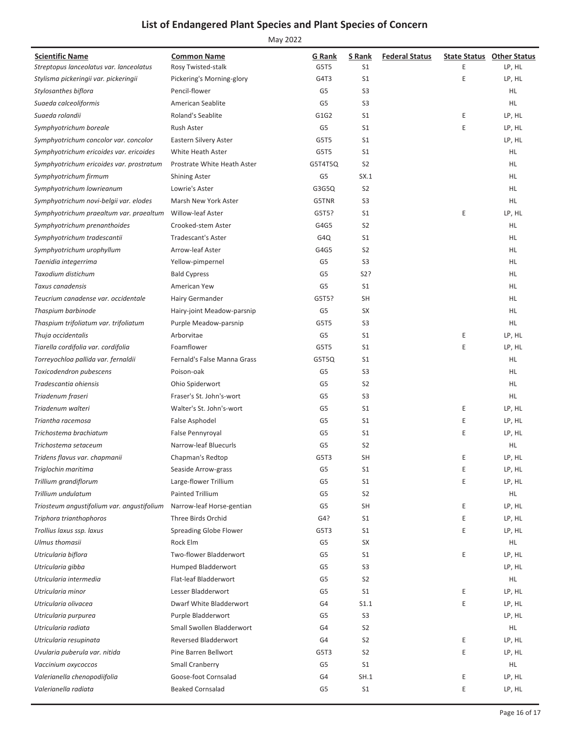# List of Endangered Plant Species and Plant Species of Concern

May 2022

| Scientific Name | Common Name | G Rank | S Rank | Federal Status | State Status | Other Status |
|---|---|---|---|---|---|---|
| *Streptopus lanceolatus var. lanceolatus* | Rosy Twisted-stalk | G5T5 | S1 | | E | LP, HL |
| *Stylisma pickeringii var. pickeringii* | Pickering's Morning-glory | G4T3 | S1 | | E | LP, HL |
| *Stylosanthes biflora* | Pencil-flower | G5 | S3 | | | HL |
| *Suaeda calceoliformis* | American Seablite | G5 | S3 | | | HL |
| *Suaeda rolandii* | Roland's Seablite | G1G2 | S1 | | E | LP, HL |
| *Symphyotrichum boreale* | Rush Aster | G5 | S1 | | E | LP, HL |
| *Symphyotrichum concolor var. concolor* | Eastern Silvery Aster | G5T5 | S1 | | | LP, HL |
| *Symphyotrichum ericoides var. ericoides* | White Heath Aster | G5T5 | S1 | | | HL |
| *Symphyotrichum ericoides var. prostratum* | Prostrate White Heath Aster | G5T4T5Q | S2 | | | HL |
| *Symphyotrichum firmum* | Shining Aster | G5 | SX.1 | | | HL |
| *Symphyotrichum lowrieanum* | Lowrie's Aster | G3G5Q | S2 | | | HL |
| *Symphyotrichum novi-belgii var. elodes* | Marsh New York Aster | G5TNR | S3 | | | HL |
| *Symphyotrichum praealtum var. praealtum* | Willow-leaf Aster | G5T5? | S1 | | E | LP, HL |
| *Symphyotrichum prenanthoides* | Crooked-stem Aster | G4G5 | S2 | | | HL |
| *Symphyotrichum tradescantii* | Tradescant's Aster | G4Q | S1 | | | HL |
| *Symphyotrichum urophyllum* | Arrow-leaf Aster | G4G5 | S2 | | | HL |
| *Taenidia integerrima* | Yellow-pimpernel | G5 | S3 | | | HL |
| *Taxodium distichum* | Bald Cypress | G5 | S2? | | | HL |
| *Taxus canadensis* | American Yew | G5 | S1 | | | HL |
| *Teucrium canadense var. occidentale* | Hairy Germander | G5T5? | SH | | | HL |
| *Thaspium barbinode* | Hairy-joint Meadow-parsnip | G5 | SX | | | HL |
| *Thaspium trifoliatum var. trifoliatum* | Purple Meadow-parsnip | G5T5 | S3 | | | HL |
| *Thuja occidentalis* | Arborvitae | G5 | S1 | | E | LP, HL |
| *Tiarella cordifolia var. cordifolia* | Foamflower | G5T5 | S1 | | E | LP, HL |
| *Torreyochloa pallida var. fernaldii* | Fernald's False Manna Grass | G5T5Q | S1 | | | HL |
| *Toxicodendron pubescens* | Poison-oak | G5 | S3 | | | HL |
| *Tradescantia ohiensis* | Ohio Spiderwort | G5 | S2 | | | HL |
| *Triadenum fraseri* | Fraser's St. John's-wort | G5 | S3 | | | HL |
| *Triadenum walteri* | Walter's St. John's-wort | G5 | S1 | | E | LP, HL |
| *Triantha racemosa* | False Asphodel | G5 | S1 | | E | LP, HL |
| *Trichostema brachiatum* | False Pennyroyal | G5 | S1 | | E | LP, HL |
| *Trichostema setaceum* | Narrow-leaf Bluecurls | G5 | S2 | | | HL |
| *Tridens flavus var. chapmanii* | Chapman's Redtop | G5T3 | SH | | E | LP, HL |
| *Triglochin maritima* | Seaside Arrow-grass | G5 | S1 | | E | LP, HL |
| *Trillium grandiflorum* | Large-flower Trillium | G5 | S1 | | E | LP, HL |
| *Trillium undulatum* | Painted Trillium | G5 | S2 | | | HL |
| *Triosteum angustifolium var. angustifolium* | Narrow-leaf Horse-gentian | G5 | SH | | E | LP, HL |
| *Triphora trianthophoros* | Three Birds Orchid | G4? | S1 | | E | LP, HL |
| *Trollius laxus ssp. laxus* | Spreading Globe Flower | G5T3 | S1 | | E | LP, HL |
| *Ulmus thomasii* | Rock Elm | G5 | SX | | | HL |
| *Utricularia biflora* | Two-flower Bladderwort | G5 | S1 | | E | LP, HL |
| *Utricularia gibba* | Humped Bladderwort | G5 | S3 | | | LP, HL |
| *Utricularia intermedia* | Flat-leaf Bladderwort | G5 | S2 | | | HL |
| *Utricularia minor* | Lesser Bladderwort | G5 | S1 | | E | LP, HL |
| *Utricularia olivacea* | Dwarf White Bladderwort | G4 | S1.1 | | E | LP, HL |
| *Utricularia purpurea* | Purple Bladderwort | G5 | S3 | | | LP, HL |
| *Utricularia radiata* | Small Swollen Bladderwort | G4 | S2 | | | HL |
| *Utricularia resupinata* | Reversed Bladderwort | G4 | S2 | | E | LP, HL |
| *Uvularia puberula var. nitida* | Pine Barren Bellwort | G5T3 | S2 | | E | LP, HL |
| *Vaccinium oxycoccos* | Small Cranberry | G5 | S1 | | | HL |
| *Valerianella chenopodiifolia* | Goose-foot Cornsalad | G4 | SH.1 | | E | LP, HL |
| *Valerianella radiata* | Beaked Cornsalad | G5 | S1 | | E | LP, HL |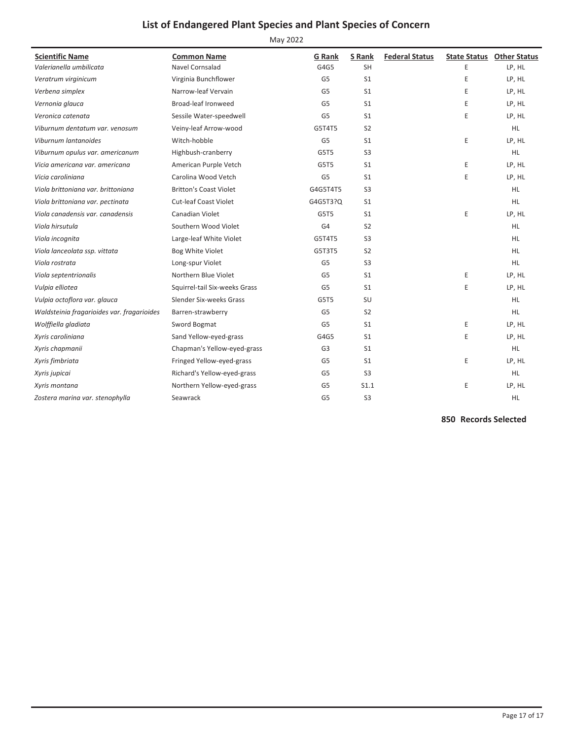# List of Endangered Plant Species and Plant Species of Concern

May 2022

| Scientific Name | Common Name | G Rank | S Rank | Federal Status | State Status | Other Status |
|---|---|---|---|---|---|---|
| *Valerianella umbilicata* | Navel Cornsalad | G4G5 | SH | | E | LP, HL |
| *Veratrum virginicum* | Virginia Bunchflower | G5 | S1 | | E | LP, HL |
| *Verbena simplex* | Narrow-leaf Vervain | G5 | S1 | | E | LP, HL |
| *Vernonia glauca* | Broad-leaf Ironweed | G5 | S1 | | E | LP, HL |
| *Veronica catenata* | Sessile Water-speedwell | G5 | S1 | | E | LP, HL |
| *Viburnum dentatum var. venosum* | Veiny-leaf Arrow-wood | G5T4T5 | S2 | | | HL |
| *Viburnum lantanoides* | Witch-hobble | G5 | S1 | | E | LP, HL |
| *Viburnum opulus var. americanum* | Highbush-cranberry | G5T5 | S3 | | | HL |
| *Vicia americana var. americana* | American Purple Vetch | G5T5 | S1 | | E | LP, HL |
| *Vicia caroliniana* | Carolina Wood Vetch | G5 | S1 | | E | LP, HL |
| *Viola brittoniana var. brittoniana* | Britton's Coast Violet | G4G5T4T5 | S3 | | | HL |
| *Viola brittoniana var. pectinata* | Cut-leaf Coast Violet | G4G5T3?Q | S1 | | | HL |
| *Viola canadensis var. canadensis* | Canadian Violet | G5T5 | S1 | | E | LP, HL |
| *Viola hirsutula* | Southern Wood Violet | G4 | S2 | | | HL |
| *Viola incognita* | Large-leaf White Violet | G5T4T5 | S3 | | | HL |
| *Viola lanceolata ssp. vittata* | Bog White Violet | G5T3T5 | S2 | | | HL |
| *Viola rostrata* | Long-spur Violet | G5 | S3 | | | HL |
| *Viola septentrionalis* | Northern Blue Violet | G5 | S1 | | E | LP, HL |
| *Vulpia elliotea* | Squirrel-tail Six-weeks Grass | G5 | S1 | | E | LP, HL |
| *Vulpia octoflora var. glauca* | Slender Six-weeks Grass | G5T5 | SU | | | HL |
| *Waldsteinia fragarioides var. fragarioides* | Barren-strawberry | G5 | S2 | | | HL |
| *Wolffiella gladiata* | Sword Bogmat | G5 | S1 | | E | LP, HL |
| *Xyris caroliniana* | Sand Yellow-eyed-grass | G4G5 | S1 | | E | LP, HL |
| *Xyris chapmanii* | Chapman's Yellow-eyed-grass | G3 | S1 | | | HL |
| *Xyris fimbriata* | Fringed Yellow-eyed-grass | G5 | S1 | | E | LP, HL |
| *Xyris jupicai* | Richard's Yellow-eyed-grass | G5 | S3 | | | HL |
| *Xyris montana* | Northern Yellow-eyed-grass | G5 | S1.1 | | E | LP, HL |
| *Zostera marina var. stenophylla* | Seawrack | G5 | S3 | | | HL |

**850 Records Selected**